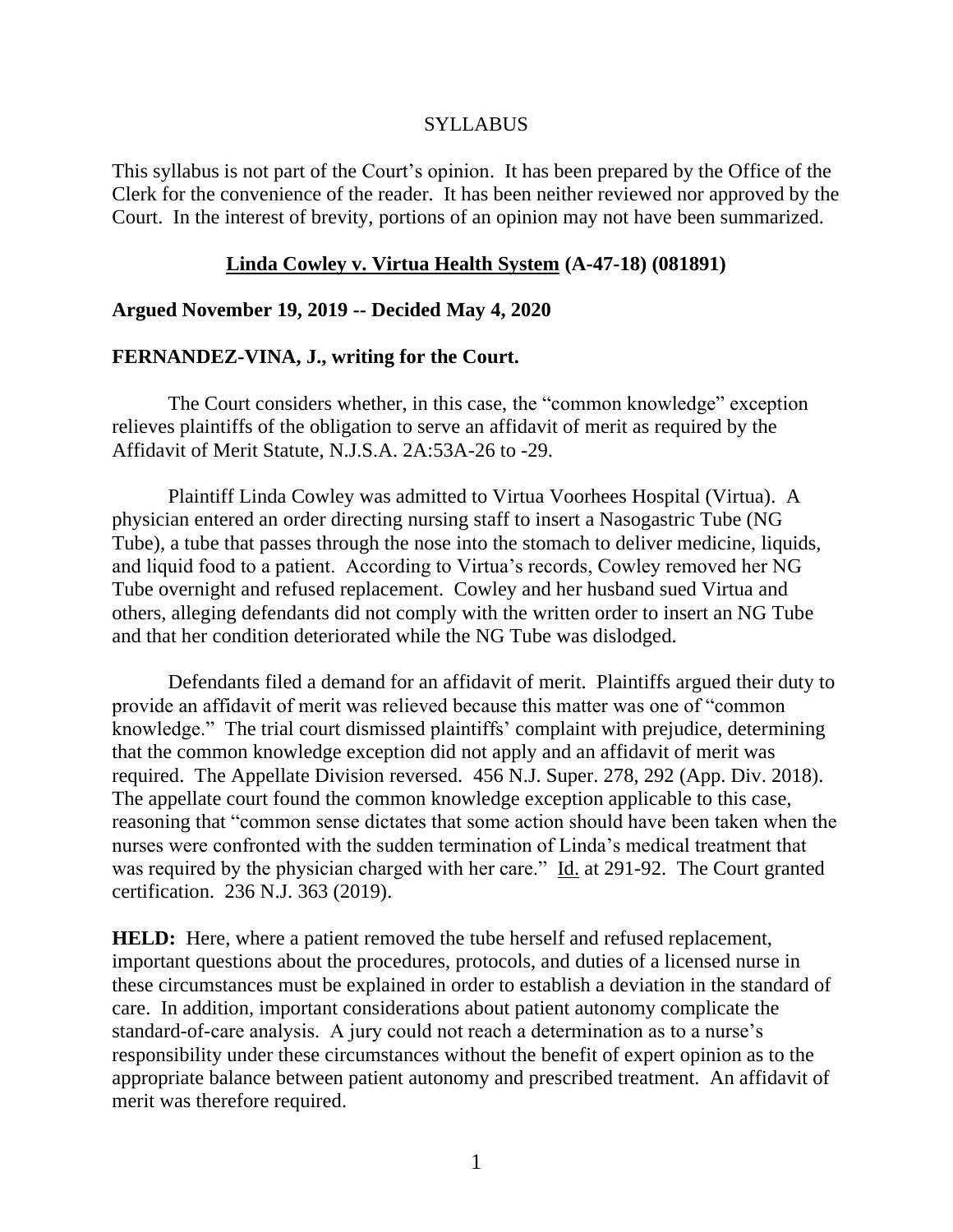SYLLABUS

This syllabus is not part of the Court's opinion. It has been prepared by the Office of the Clerk for the convenience of the reader. It has been neither reviewed nor approved by the Court. In the interest of brevity, portions of an opinion may not have been summarized.

**<u>Linda Cowley v. Virtua Health System</u> (A-47-18) (081891)**

**Argued November 19, 2019 -- Decided May 4, 2020**

**FERNANDEZ-VINA, J., writing for the Court.**

The Court considers whether, in this case, the "common knowledge" exception relieves plaintiffs of the obligation to serve an affidavit of merit as required by the Affidavit of Merit Statute, N.J.S.A. 2A:53A-26 to -29.

Plaintiff Linda Cowley was admitted to Virtua Voorhees Hospital (Virtua). A physician entered an order directing nursing staff to insert a Nasogastric Tube (NG Tube), a tube that passes through the nose into the stomach to deliver medicine, liquids, and liquid food to a patient. According to Virtua's records, Cowley removed her NG Tube overnight and refused replacement. Cowley and her husband sued Virtua and others, alleging defendants did not comply with the written order to insert an NG Tube and that her condition deteriorated while the NG Tube was dislodged.

Defendants filed a demand for an affidavit of merit. Plaintiffs argued their duty to provide an affidavit of merit was relieved because this matter was one of "common knowledge." The trial court dismissed plaintiffs' complaint with prejudice, determining that the common knowledge exception did not apply and an affidavit of merit was required. The Appellate Division reversed. 456 N.J. Super. 278, 292 (App. Div. 2018). The appellate court found the common knowledge exception applicable to this case, reasoning that "common sense dictates that some action should have been taken when the nurses were confronted with the sudden termination of Linda's medical treatment that was required by the physician charged with her care." <u>Id.</u> at 291-92. The Court granted certification. 236 N.J. 363 (2019).

**HELD:** Here, where a patient removed the tube herself and refused replacement, important questions about the procedures, protocols, and duties of a licensed nurse in these circumstances must be explained in order to establish a deviation in the standard of care. In addition, important considerations about patient autonomy complicate the standard-of-care analysis. A jury could not reach a determination as to a nurse's responsibility under these circumstances without the benefit of expert opinion as to the appropriate balance between patient autonomy and prescribed treatment. An affidavit of merit was therefore required.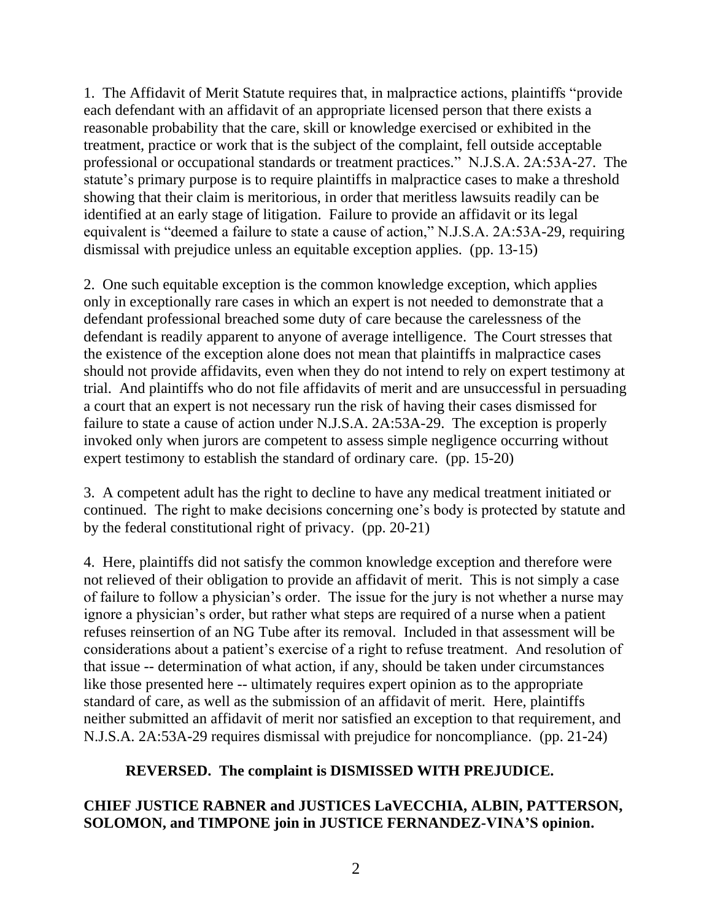1. The Affidavit of Merit Statute requires that, in malpractice actions, plaintiffs "provide each defendant with an affidavit of an appropriate licensed person that there exists a reasonable probability that the care, skill or knowledge exercised or exhibited in the treatment, practice or work that is the subject of the complaint, fell outside acceptable professional or occupational standards or treatment practices." N.J.S.A. 2A:53A-27. The statute's primary purpose is to require plaintiffs in malpractice cases to make a threshold showing that their claim is meritorious, in order that meritless lawsuits readily can be identified at an early stage of litigation. Failure to provide an affidavit or its legal equivalent is "deemed a failure to state a cause of action," N.J.S.A. 2A:53A-29, requiring dismissal with prejudice unless an equitable exception applies. (pp. 13-15)

2. One such equitable exception is the common knowledge exception, which applies only in exceptionally rare cases in which an expert is not needed to demonstrate that a defendant professional breached some duty of care because the carelessness of the defendant is readily apparent to anyone of average intelligence. The Court stresses that the existence of the exception alone does not mean that plaintiffs in malpractice cases should not provide affidavits, even when they do not intend to rely on expert testimony at trial. And plaintiffs who do not file affidavits of merit and are unsuccessful in persuading a court that an expert is not necessary run the risk of having their cases dismissed for failure to state a cause of action under N.J.S.A. 2A:53A-29. The exception is properly invoked only when jurors are competent to assess simple negligence occurring without expert testimony to establish the standard of ordinary care. (pp. 15-20)

3. A competent adult has the right to decline to have any medical treatment initiated or continued. The right to make decisions concerning one's body is protected by statute and by the federal constitutional right of privacy. (pp. 20-21)

4. Here, plaintiffs did not satisfy the common knowledge exception and therefore were not relieved of their obligation to provide an affidavit of merit. This is not simply a case of failure to follow a physician's order. The issue for the jury is not whether a nurse may ignore a physician's order, but rather what steps are required of a nurse when a patient refuses reinsertion of an NG Tube after its removal. Included in that assessment will be considerations about a patient's exercise of a right to refuse treatment. And resolution of that issue -- determination of what action, if any, should be taken under circumstances like those presented here -- ultimately requires expert opinion as to the appropriate standard of care, as well as the submission of an affidavit of merit. Here, plaintiffs neither submitted an affidavit of merit nor satisfied an exception to that requirement, and N.J.S.A. 2A:53A-29 requires dismissal with prejudice for noncompliance. (pp. 21-24)

**REVERSED. The complaint is DISMISSED WITH PREJUDICE.**

**CHIEF JUSTICE RABNER and JUSTICES LaVECCHIA, ALBIN, PATTERSON, SOLOMON, and TIMPONE join in JUSTICE FERNANDEZ-VINA'S opinion.**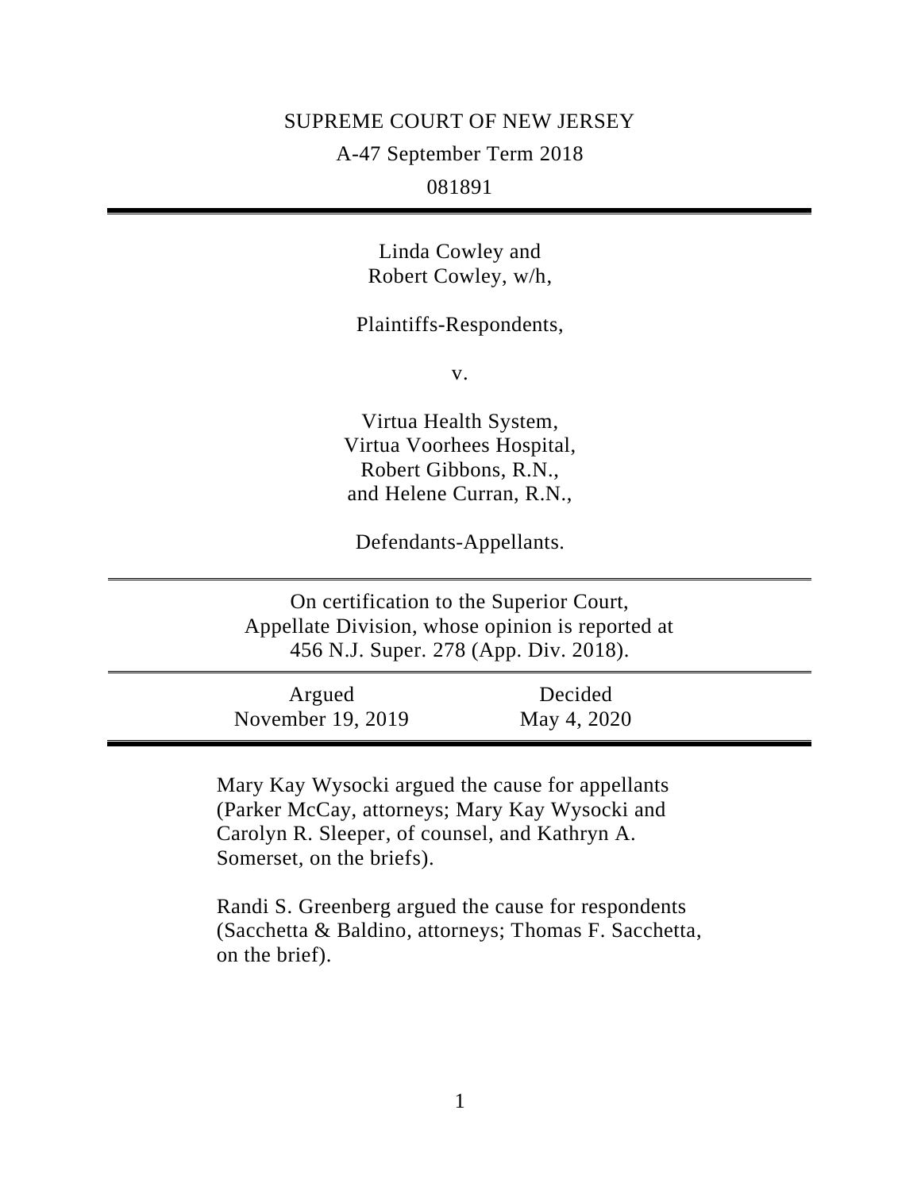SUPREME COURT OF NEW JERSEY

A-47 September Term 2018

081891

---

Linda Cowley and
Robert Cowley, w/h,

Plaintiffs-Respondents,

v.

Virtua Health System,
Virtua Voorhees Hospital,
Robert Gibbons, R.N.,
and Helene Curran, R.N.,

Defendants-Appellants.

---

On certification to the Superior Court,
Appellate Division, whose opinion is reported at
456 N.J. Super. 278 (App. Div. 2018).

---

| Argued | Decided |
| --- | --- |
| November 19, 2019 | May 4, 2020 |

---

Mary Kay Wysocki argued the cause for appellants (Parker McCay, attorneys; Mary Kay Wysocki and Carolyn R. Sleeper, of counsel, and Kathryn A. Somerset, on the briefs).

Randi S. Greenberg argued the cause for respondents (Sacchetta & Baldino, attorneys; Thomas F. Sacchetta, on the brief).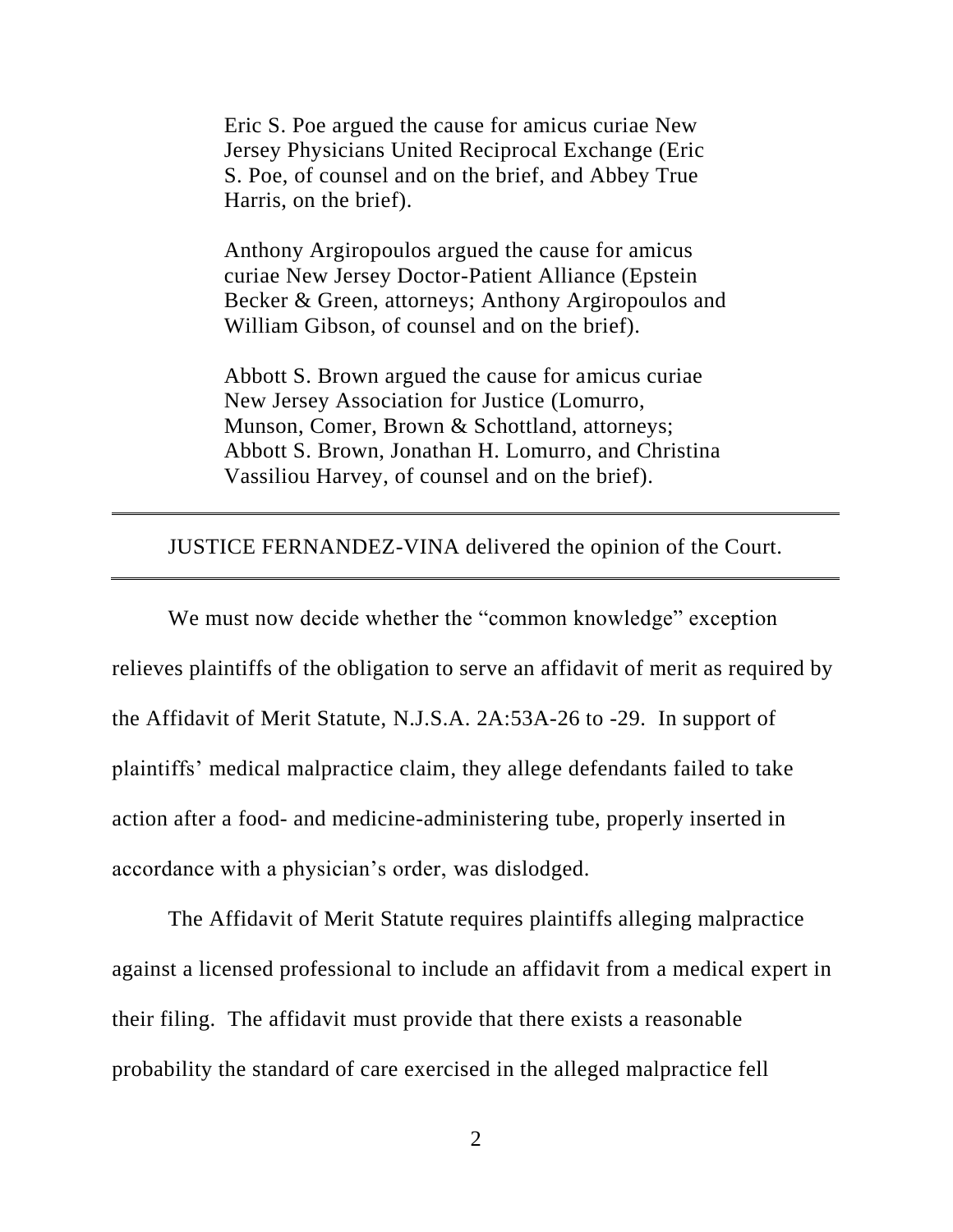Eric S. Poe argued the cause for amicus curiae New Jersey Physicians United Reciprocal Exchange (Eric S. Poe, of counsel and on the brief, and Abbey True Harris, on the brief).

Anthony Argiropoulos argued the cause for amicus curiae New Jersey Doctor-Patient Alliance (Epstein Becker & Green, attorneys; Anthony Argiropoulos and William Gibson, of counsel and on the brief).

Abbott S. Brown argued the cause for amicus curiae New Jersey Association for Justice (Lomurro, Munson, Comer, Brown & Schottland, attorneys; Abbott S. Brown, Jonathan H. Lomurro, and Christina Vassiliou Harvey, of counsel and on the brief).

---

JUSTICE FERNANDEZ-VINA delivered the opinion of the Court.

---

We must now decide whether the "common knowledge" exception relieves plaintiffs of the obligation to serve an affidavit of merit as required by the Affidavit of Merit Statute, N.J.S.A. 2A:53A-26 to -29. In support of plaintiffs' medical malpractice claim, they allege defendants failed to take action after a food- and medicine-administering tube, properly inserted in accordance with a physician's order, was dislodged.

The Affidavit of Merit Statute requires plaintiffs alleging malpractice against a licensed professional to include an affidavit from a medical expert in their filing. The affidavit must provide that there exists a reasonable probability the standard of care exercised in the alleged malpractice fell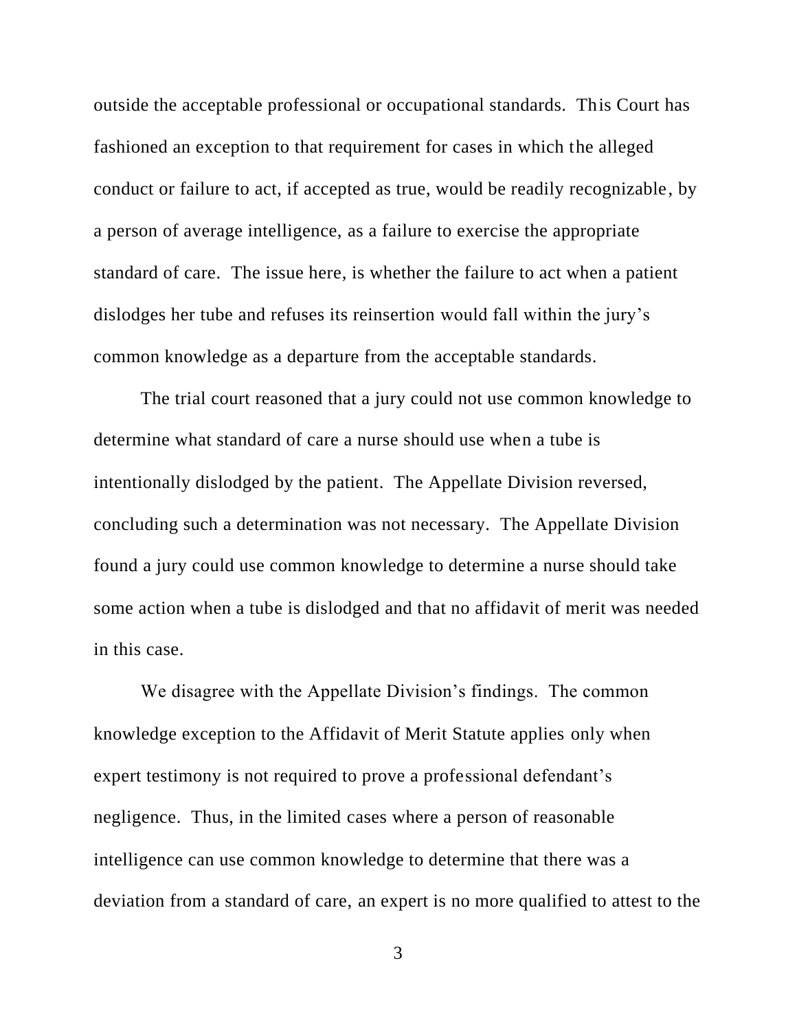outside the acceptable professional or occupational standards. This Court has fashioned an exception to that requirement for cases in which the alleged conduct or failure to act, if accepted as true, would be readily recognizable, by a person of average intelligence, as a failure to exercise the appropriate standard of care. The issue here, is whether the failure to act when a patient dislodges her tube and refuses its reinsertion would fall within the jury's common knowledge as a departure from the acceptable standards.

The trial court reasoned that a jury could not use common knowledge to determine what standard of care a nurse should use when a tube is intentionally dislodged by the patient. The Appellate Division reversed, concluding such a determination was not necessary. The Appellate Division found a jury could use common knowledge to determine a nurse should take some action when a tube is dislodged and that no affidavit of merit was needed in this case.

We disagree with the Appellate Division's findings. The common knowledge exception to the Affidavit of Merit Statute applies only when expert testimony is not required to prove a professional defendant's negligence. Thus, in the limited cases where a person of reasonable intelligence can use common knowledge to determine that there was a deviation from a standard of care, an expert is no more qualified to attest to the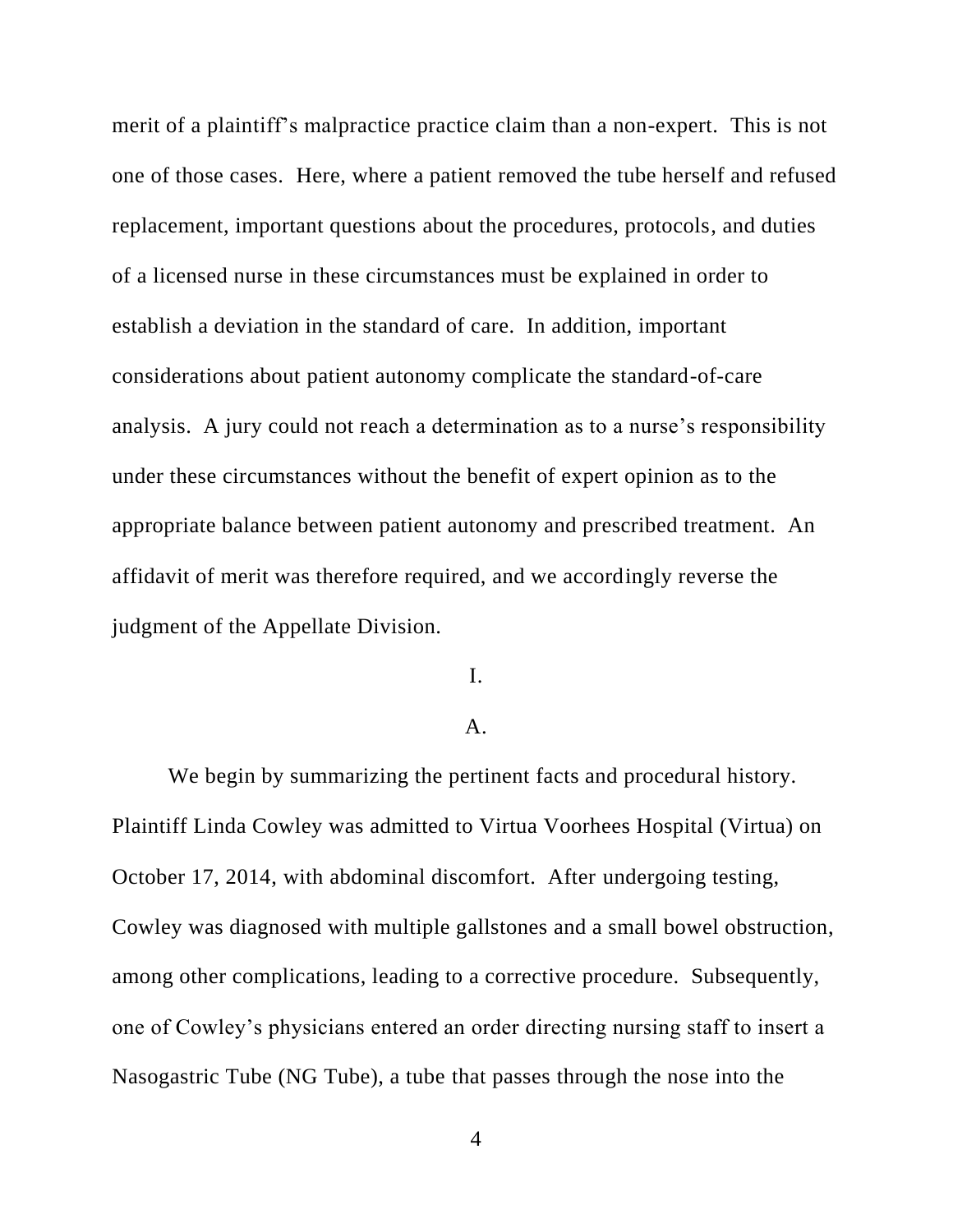merit of a plaintiff's malpractice practice claim than a non-expert. This is not one of those cases. Here, where a patient removed the tube herself and refused replacement, important questions about the procedures, protocols, and duties of a licensed nurse in these circumstances must be explained in order to establish a deviation in the standard of care. In addition, important considerations about patient autonomy complicate the standard-of-care analysis. A jury could not reach a determination as to a nurse's responsibility under these circumstances without the benefit of expert opinion as to the appropriate balance between patient autonomy and prescribed treatment. An affidavit of merit was therefore required, and we accordingly reverse the judgment of the Appellate Division.

## I.

### A.

We begin by summarizing the pertinent facts and procedural history. Plaintiff Linda Cowley was admitted to Virtua Voorhees Hospital (Virtua) on October 17, 2014, with abdominal discomfort. After undergoing testing, Cowley was diagnosed with multiple gallstones and a small bowel obstruction, among other complications, leading to a corrective procedure. Subsequently, one of Cowley's physicians entered an order directing nursing staff to insert a Nasogastric Tube (NG Tube), a tube that passes through the nose into the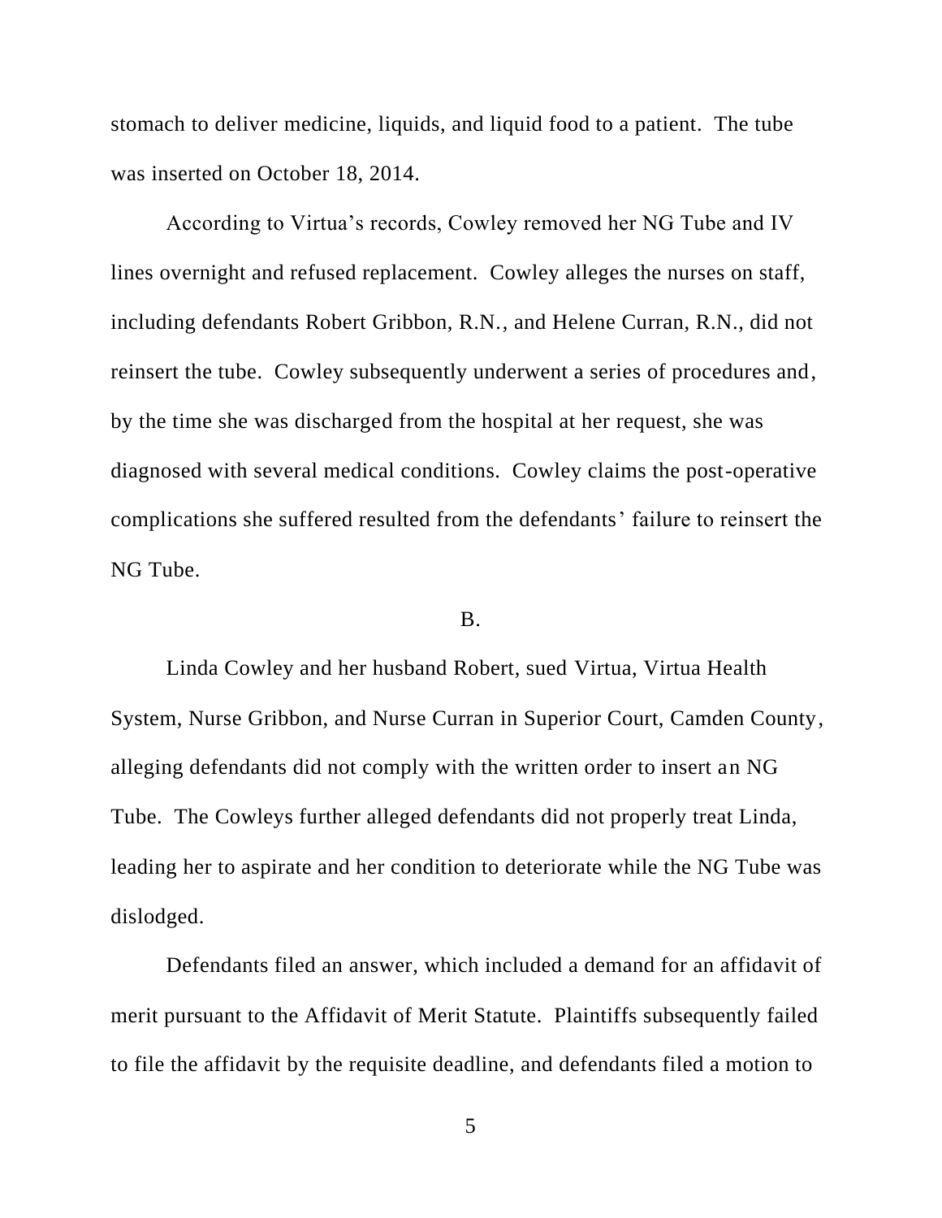stomach to deliver medicine, liquids, and liquid food to a patient. The tube was inserted on October 18, 2014.

According to Virtua's records, Cowley removed her NG Tube and IV lines overnight and refused replacement. Cowley alleges the nurses on staff, including defendants Robert Gribbon, R.N., and Helene Curran, R.N., did not reinsert the tube. Cowley subsequently underwent a series of procedures and, by the time she was discharged from the hospital at her request, she was diagnosed with several medical conditions. Cowley claims the post-operative complications she suffered resulted from the defendants' failure to reinsert the NG Tube.

B.

Linda Cowley and her husband Robert, sued Virtua, Virtua Health System, Nurse Gribbon, and Nurse Curran in Superior Court, Camden County, alleging defendants did not comply with the written order to insert an NG Tube. The Cowleys further alleged defendants did not properly treat Linda, leading her to aspirate and her condition to deteriorate while the NG Tube was dislodged.

Defendants filed an answer, which included a demand for an affidavit of merit pursuant to the Affidavit of Merit Statute. Plaintiffs subsequently failed to file the affidavit by the requisite deadline, and defendants filed a motion to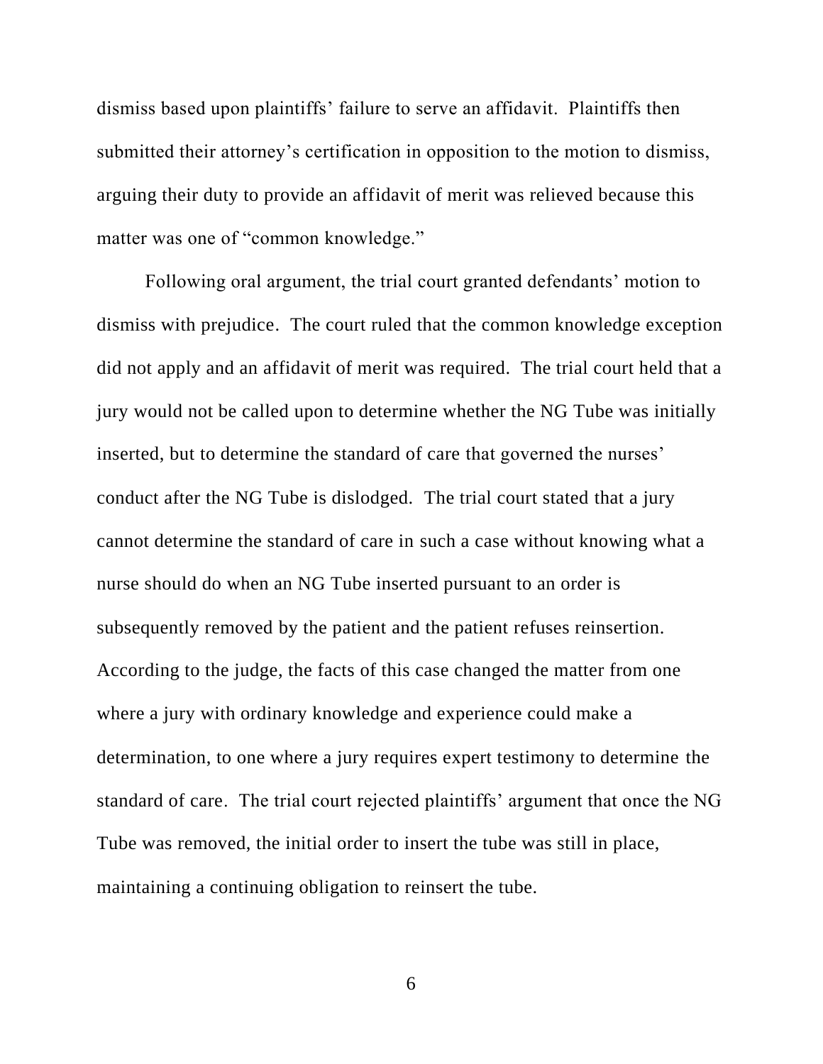dismiss based upon plaintiffs' failure to serve an affidavit. Plaintiffs then submitted their attorney's certification in opposition to the motion to dismiss, arguing their duty to provide an affidavit of merit was relieved because this matter was one of "common knowledge."

Following oral argument, the trial court granted defendants' motion to dismiss with prejudice. The court ruled that the common knowledge exception did not apply and an affidavit of merit was required. The trial court held that a jury would not be called upon to determine whether the NG Tube was initially inserted, but to determine the standard of care that governed the nurses' conduct after the NG Tube is dislodged. The trial court stated that a jury cannot determine the standard of care in such a case without knowing what a nurse should do when an NG Tube inserted pursuant to an order is subsequently removed by the patient and the patient refuses reinsertion. According to the judge, the facts of this case changed the matter from one where a jury with ordinary knowledge and experience could make a determination, to one where a jury requires expert testimony to determine the standard of care. The trial court rejected plaintiffs' argument that once the NG Tube was removed, the initial order to insert the tube was still in place, maintaining a continuing obligation to reinsert the tube.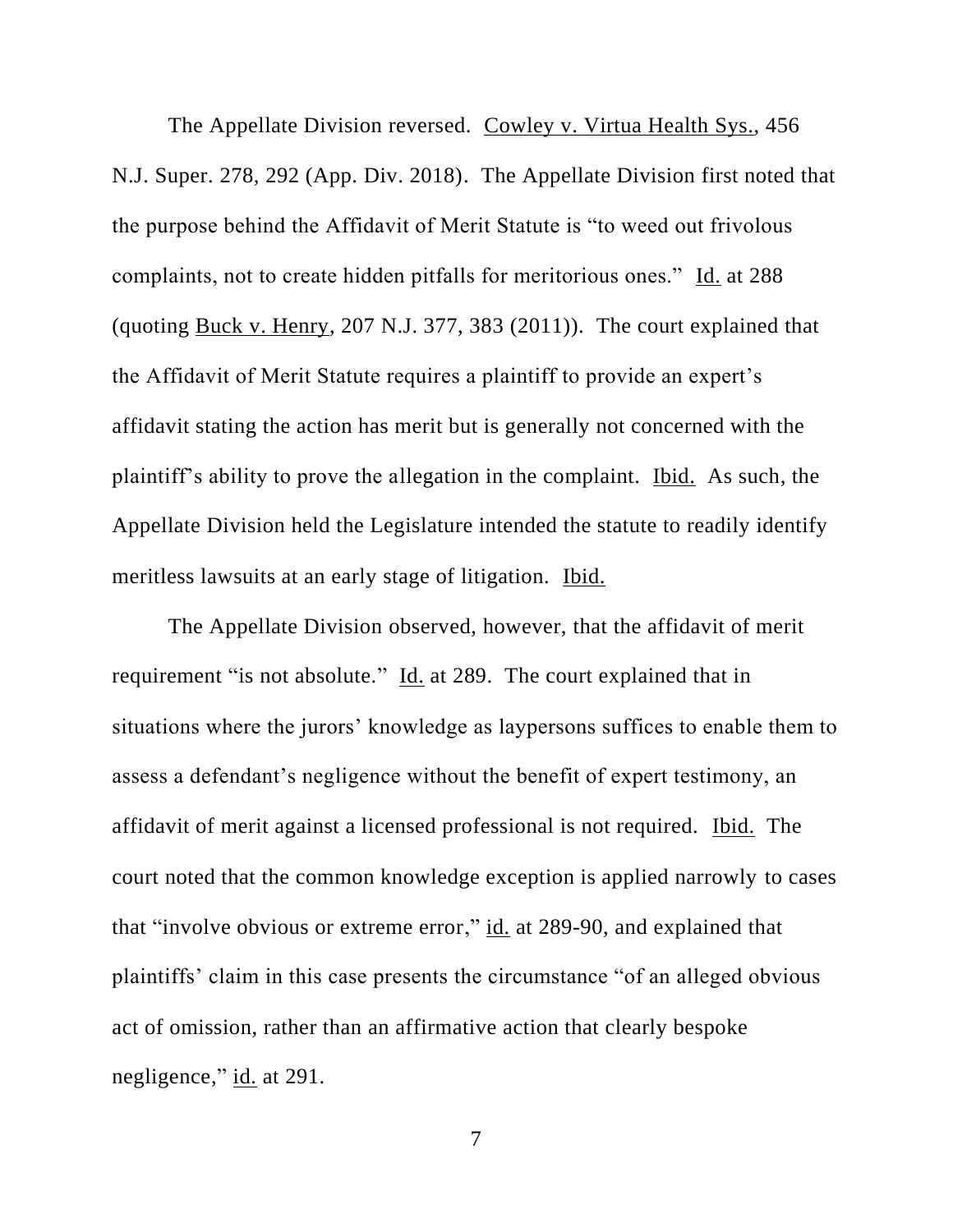The Appellate Division reversed. Cowley v. Virtua Health Sys., 456 N.J. Super. 278, 292 (App. Div. 2018). The Appellate Division first noted that the purpose behind the Affidavit of Merit Statute is "to weed out frivolous complaints, not to create hidden pitfalls for meritorious ones." Id. at 288 (quoting Buck v. Henry, 207 N.J. 377, 383 (2011)). The court explained that the Affidavit of Merit Statute requires a plaintiff to provide an expert's affidavit stating the action has merit but is generally not concerned with the plaintiff's ability to prove the allegation in the complaint. Ibid. As such, the Appellate Division held the Legislature intended the statute to readily identify meritless lawsuits at an early stage of litigation. Ibid.

The Appellate Division observed, however, that the affidavit of merit requirement "is not absolute." Id. at 289. The court explained that in situations where the jurors' knowledge as laypersons suffices to enable them to assess a defendant's negligence without the benefit of expert testimony, an affidavit of merit against a licensed professional is not required. Ibid. The court noted that the common knowledge exception is applied narrowly to cases that "involve obvious or extreme error," id. at 289-90, and explained that plaintiffs' claim in this case presents the circumstance "of an alleged obvious act of omission, rather than an affirmative action that clearly bespoke negligence," id. at 291.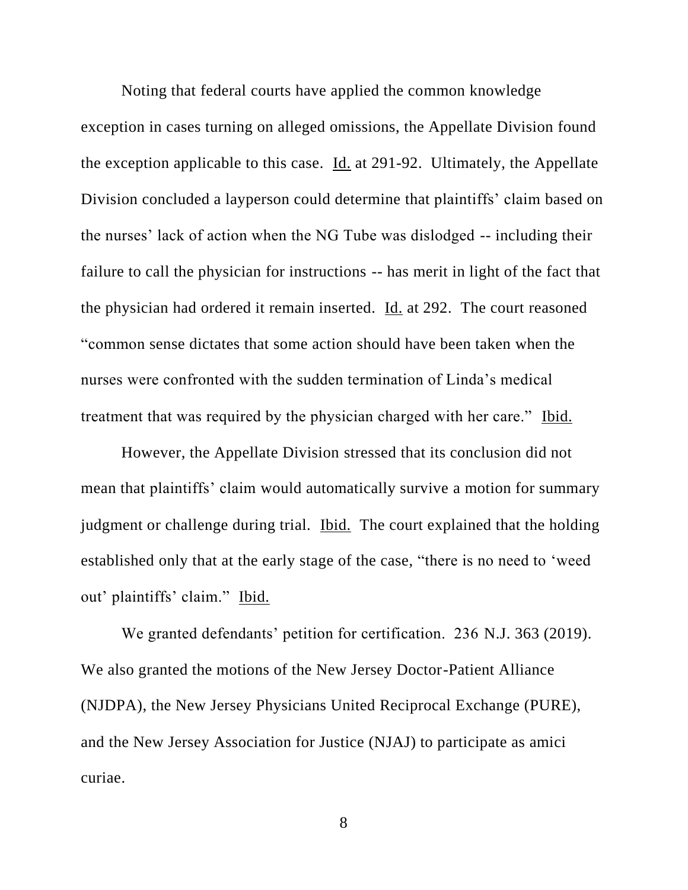Noting that federal courts have applied the common knowledge exception in cases turning on alleged omissions, the Appellate Division found the exception applicable to this case. Id. at 291-92. Ultimately, the Appellate Division concluded a layperson could determine that plaintiffs' claim based on the nurses' lack of action when the NG Tube was dislodged -- including their failure to call the physician for instructions -- has merit in light of the fact that the physician had ordered it remain inserted. Id. at 292. The court reasoned "common sense dictates that some action should have been taken when the nurses were confronted with the sudden termination of Linda's medical treatment that was required by the physician charged with her care." Ibid.

However, the Appellate Division stressed that its conclusion did not mean that plaintiffs' claim would automatically survive a motion for summary judgment or challenge during trial. Ibid. The court explained that the holding established only that at the early stage of the case, "there is no need to 'weed out' plaintiffs' claim." Ibid.

We granted defendants' petition for certification. 236 N.J. 363 (2019). We also granted the motions of the New Jersey Doctor-Patient Alliance (NJDPA), the New Jersey Physicians United Reciprocal Exchange (PURE), and the New Jersey Association for Justice (NJAJ) to participate as amici curiae.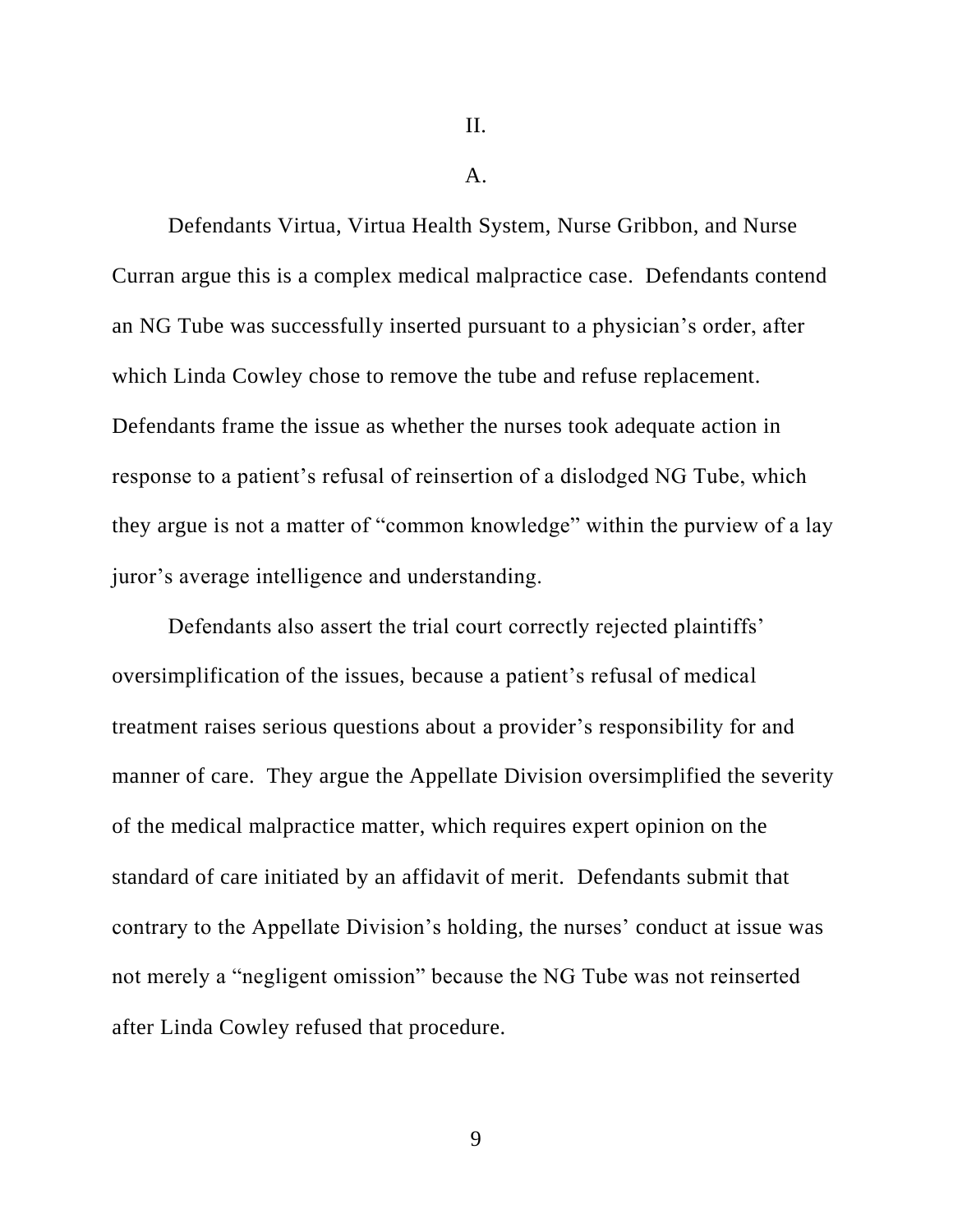## II.

### A.

Defendants Virtua, Virtua Health System, Nurse Gribbon, and Nurse Curran argue this is a complex medical malpractice case. Defendants contend an NG Tube was successfully inserted pursuant to a physician's order, after which Linda Cowley chose to remove the tube and refuse replacement. Defendants frame the issue as whether the nurses took adequate action in response to a patient's refusal of reinsertion of a dislodged NG Tube, which they argue is not a matter of "common knowledge" within the purview of a lay juror's average intelligence and understanding.

Defendants also assert the trial court correctly rejected plaintiffs' oversimplification of the issues, because a patient's refusal of medical treatment raises serious questions about a provider's responsibility for and manner of care. They argue the Appellate Division oversimplified the severity of the medical malpractice matter, which requires expert opinion on the standard of care initiated by an affidavit of merit. Defendants submit that contrary to the Appellate Division's holding, the nurses' conduct at issue was not merely a "negligent omission" because the NG Tube was not reinserted after Linda Cowley refused that procedure.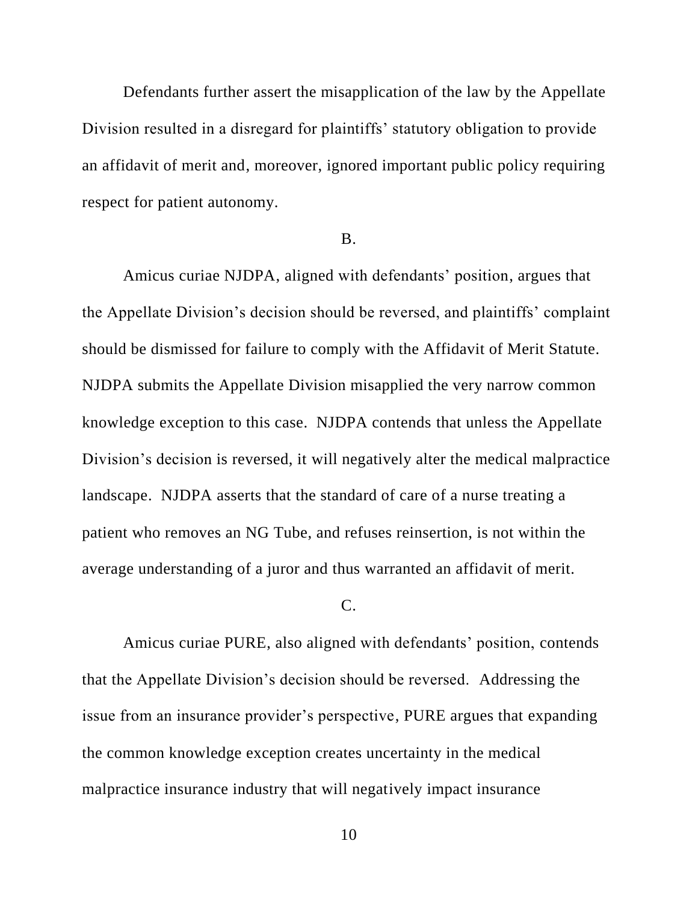Defendants further assert the misapplication of the law by the Appellate Division resulted in a disregard for plaintiffs' statutory obligation to provide an affidavit of merit and, moreover, ignored important public policy requiring respect for patient autonomy.

B.

Amicus curiae NJDPA, aligned with defendants' position, argues that the Appellate Division's decision should be reversed, and plaintiffs' complaint should be dismissed for failure to comply with the Affidavit of Merit Statute. NJDPA submits the Appellate Division misapplied the very narrow common knowledge exception to this case. NJDPA contends that unless the Appellate Division's decision is reversed, it will negatively alter the medical malpractice landscape. NJDPA asserts that the standard of care of a nurse treating a patient who removes an NG Tube, and refuses reinsertion, is not within the average understanding of a juror and thus warranted an affidavit of merit.

C.

Amicus curiae PURE, also aligned with defendants' position, contends that the Appellate Division's decision should be reversed. Addressing the issue from an insurance provider's perspective, PURE argues that expanding the common knowledge exception creates uncertainty in the medical malpractice insurance industry that will negatively impact insurance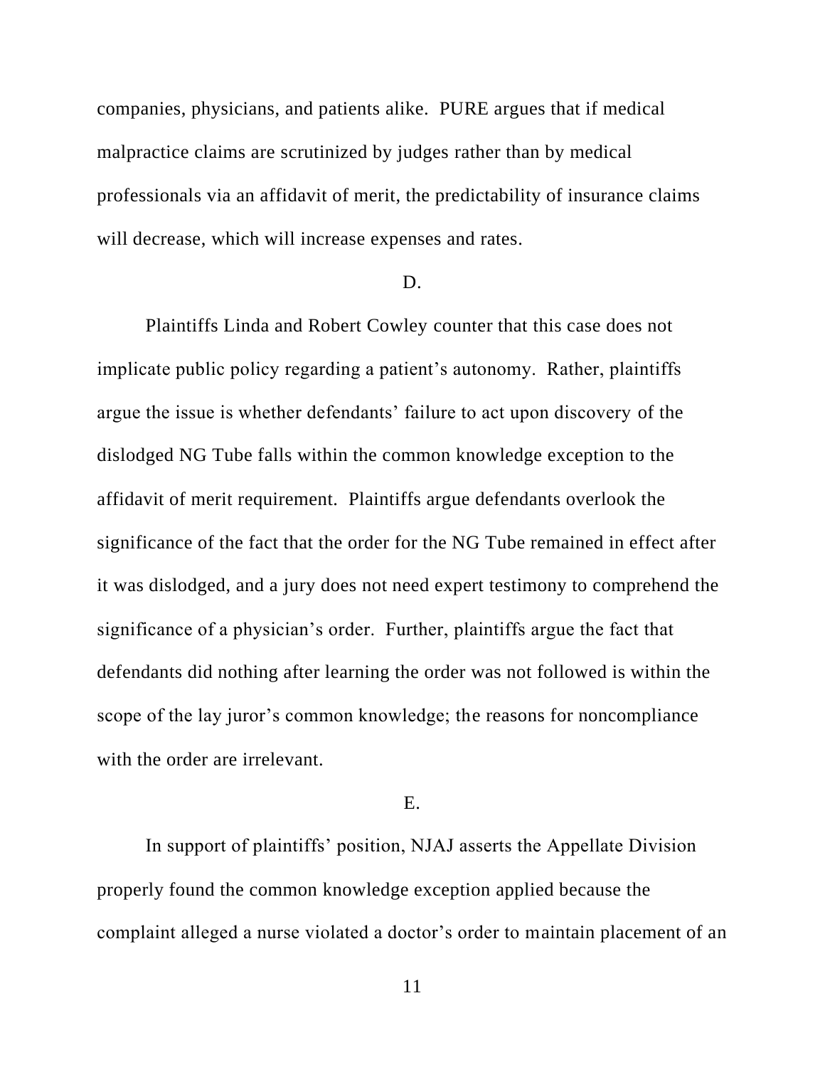companies, physicians, and patients alike. PURE argues that if medical malpractice claims are scrutinized by judges rather than by medical professionals via an affidavit of merit, the predictability of insurance claims will decrease, which will increase expenses and rates.

### D.

Plaintiffs Linda and Robert Cowley counter that this case does not implicate public policy regarding a patient's autonomy. Rather, plaintiffs argue the issue is whether defendants' failure to act upon discovery of the dislodged NG Tube falls within the common knowledge exception to the affidavit of merit requirement. Plaintiffs argue defendants overlook the significance of the fact that the order for the NG Tube remained in effect after it was dislodged, and a jury does not need expert testimony to comprehend the significance of a physician's order. Further, plaintiffs argue the fact that defendants did nothing after learning the order was not followed is within the scope of the lay juror's common knowledge; the reasons for noncompliance with the order are irrelevant.

### E.

In support of plaintiffs' position, NJAJ asserts the Appellate Division properly found the common knowledge exception applied because the complaint alleged a nurse violated a doctor's order to maintain placement of an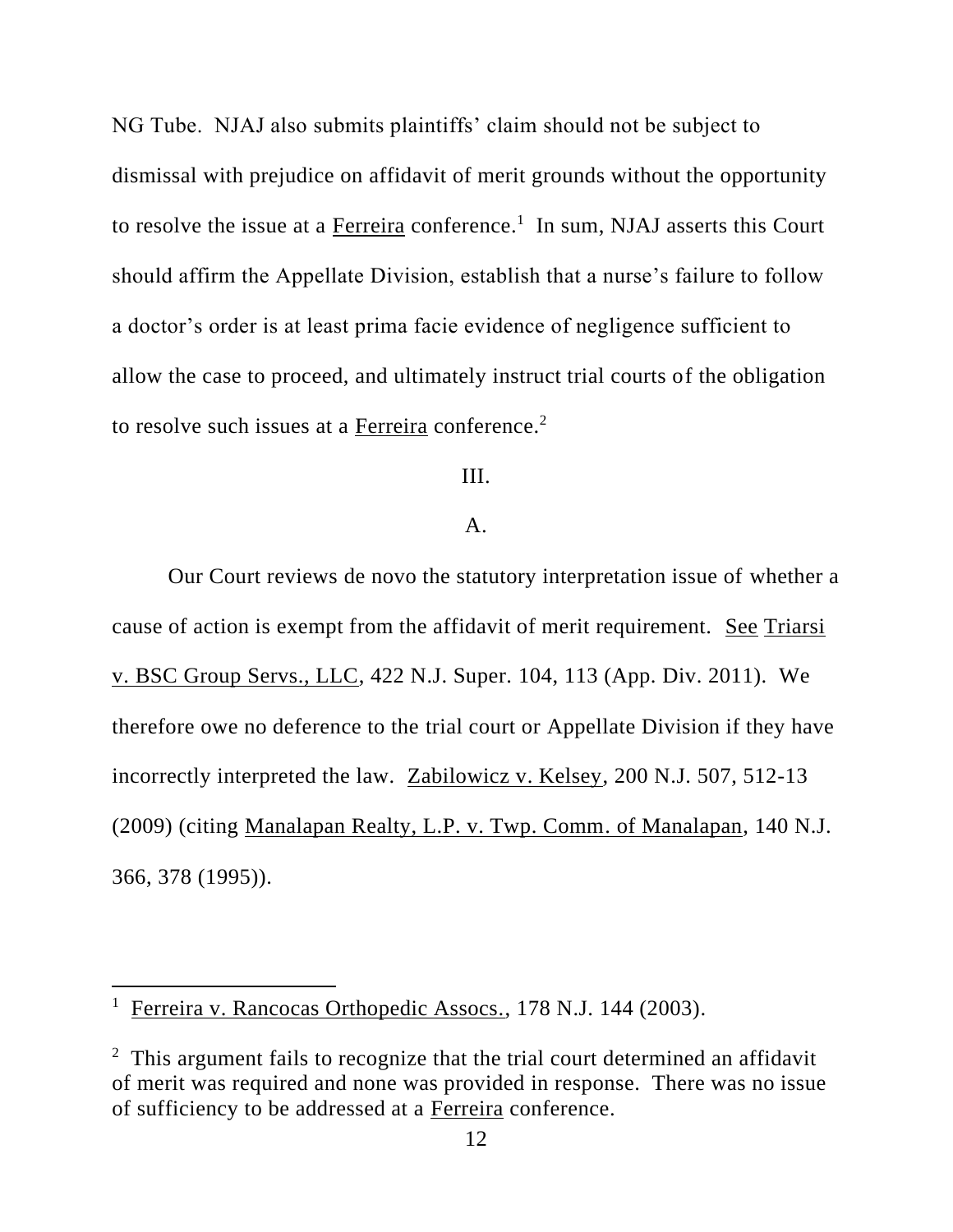NG Tube. NJAJ also submits plaintiffs' claim should not be subject to dismissal with prejudice on affidavit of merit grounds without the opportunity to resolve the issue at a Ferreira conference.[1] In sum, NJAJ asserts this Court should affirm the Appellate Division, establish that a nurse's failure to follow a doctor's order is at least prima facie evidence of negligence sufficient to allow the case to proceed, and ultimately instruct trial courts of the obligation to resolve such issues at a Ferreira conference.[2]

III.

A.

Our Court reviews de novo the statutory interpretation issue of whether a cause of action is exempt from the affidavit of merit requirement. See Triarsi v. BSC Group Servs., LLC, 422 N.J. Super. 104, 113 (App. Div. 2011). We therefore owe no deference to the trial court or Appellate Division if they have incorrectly interpreted the law. Zabilowicz v. Kelsey, 200 N.J. 507, 512-13 (2009) (citing Manalapan Realty, L.P. v. Twp. Comm. of Manalapan, 140 N.J. 366, 378 (1995)).

---

[1] Ferreira v. Rancocas Orthopedic Assocs., 178 N.J. 144 (2003).

[2] This argument fails to recognize that the trial court determined an affidavit of merit was required and none was provided in response. There was no issue of sufficiency to be addressed at a Ferreira conference.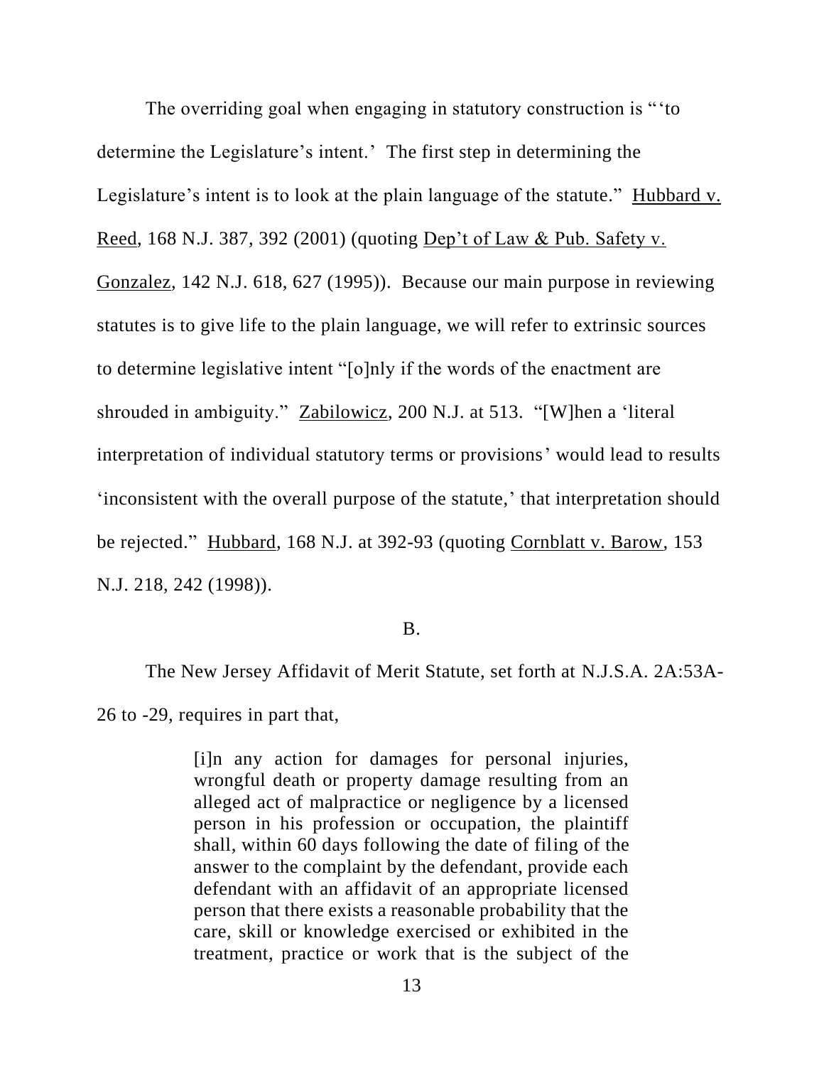The overriding goal when engaging in statutory construction is "'to determine the Legislature's intent.' The first step in determining the Legislature's intent is to look at the plain language of the statute." Hubbard v. Reed, 168 N.J. 387, 392 (2001) (quoting Dep't of Law & Pub. Safety v. Gonzalez, 142 N.J. 618, 627 (1995)). Because our main purpose in reviewing statutes is to give life to the plain language, we will refer to extrinsic sources to determine legislative intent "[o]nly if the words of the enactment are shrouded in ambiguity." Zabilowicz, 200 N.J. at 513. "[W]hen a 'literal interpretation of individual statutory terms or provisions' would lead to results 'inconsistent with the overall purpose of the statute,' that interpretation should be rejected." Hubbard, 168 N.J. at 392-93 (quoting Cornblatt v. Barow, 153 N.J. 218, 242 (1998)).

B.

The New Jersey Affidavit of Merit Statute, set forth at N.J.S.A. 2A:53A-26 to -29, requires in part that,

> [i]n any action for damages for personal injuries, wrongful death or property damage resulting from an alleged act of malpractice or negligence by a licensed person in his profession or occupation, the plaintiff shall, within 60 days following the date of filing of the answer to the complaint by the defendant, provide each defendant with an affidavit of an appropriate licensed person that there exists a reasonable probability that the care, skill or knowledge exercised or exhibited in the treatment, practice or work that is the subject of the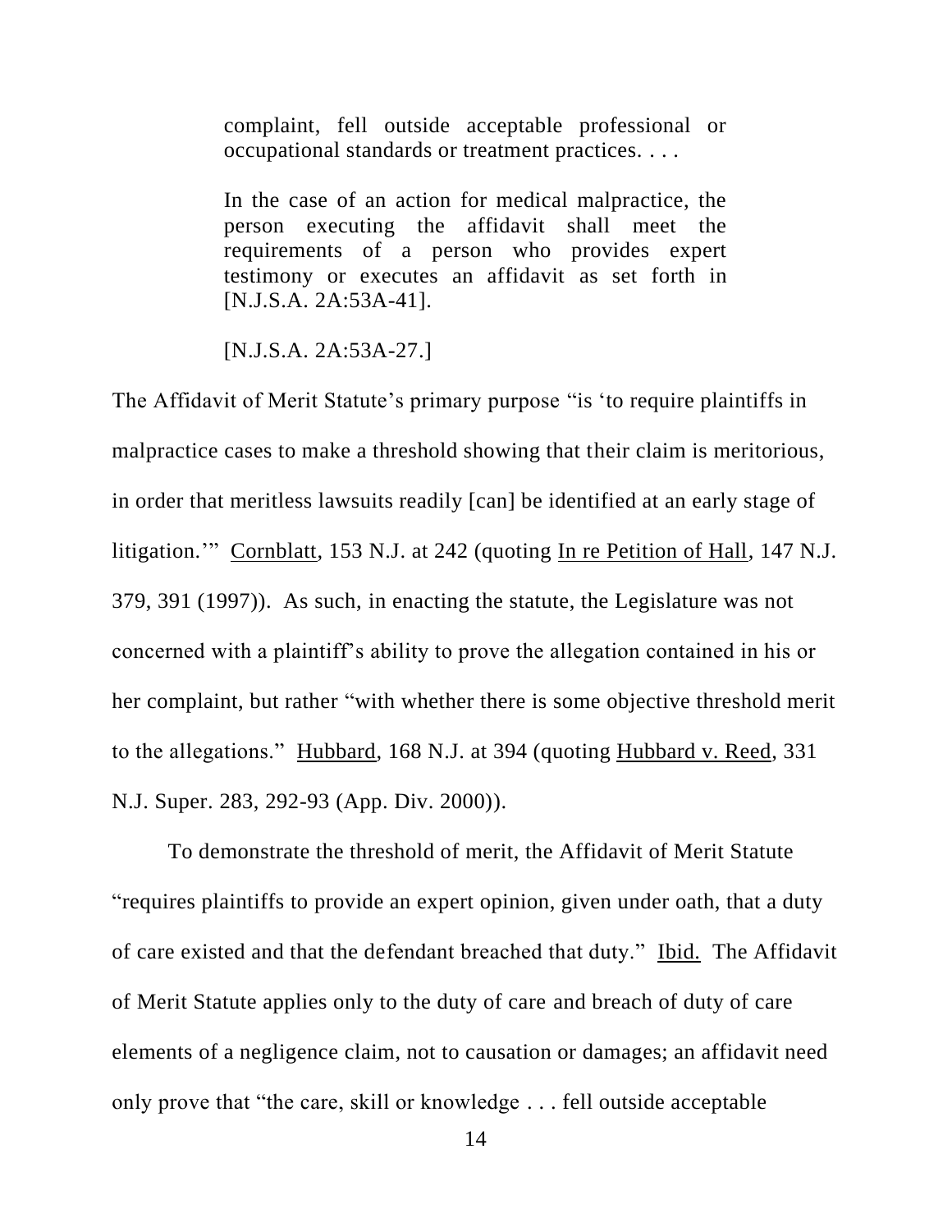> complaint, fell outside acceptable professional or occupational standards or treatment practices. . . .
>
> In the case of an action for medical malpractice, the person executing the affidavit shall meet the requirements of a person who provides expert testimony or executes an affidavit as set forth in [N.J.S.A. 2A:53A-41].
>
> [N.J.S.A. 2A:53A-27.]

The Affidavit of Merit Statute's primary purpose "is 'to require plaintiffs in malpractice cases to make a threshold showing that their claim is meritorious, in order that meritless lawsuits readily [can] be identified at an early stage of litigation.'" Cornblatt, 153 N.J. at 242 (quoting In re Petition of Hall, 147 N.J. 379, 391 (1997)). As such, in enacting the statute, the Legislature was not concerned with a plaintiff's ability to prove the allegation contained in his or her complaint, but rather "with whether there is some objective threshold merit to the allegations." Hubbard, 168 N.J. at 394 (quoting Hubbard v. Reed, 331 N.J. Super. 283, 292-93 (App. Div. 2000)).

To demonstrate the threshold of merit, the Affidavit of Merit Statute "requires plaintiffs to provide an expert opinion, given under oath, that a duty of care existed and that the defendant breached that duty." Ibid. The Affidavit of Merit Statute applies only to the duty of care and breach of duty of care elements of a negligence claim, not to causation or damages; an affidavit need only prove that "the care, skill or knowledge . . . fell outside acceptable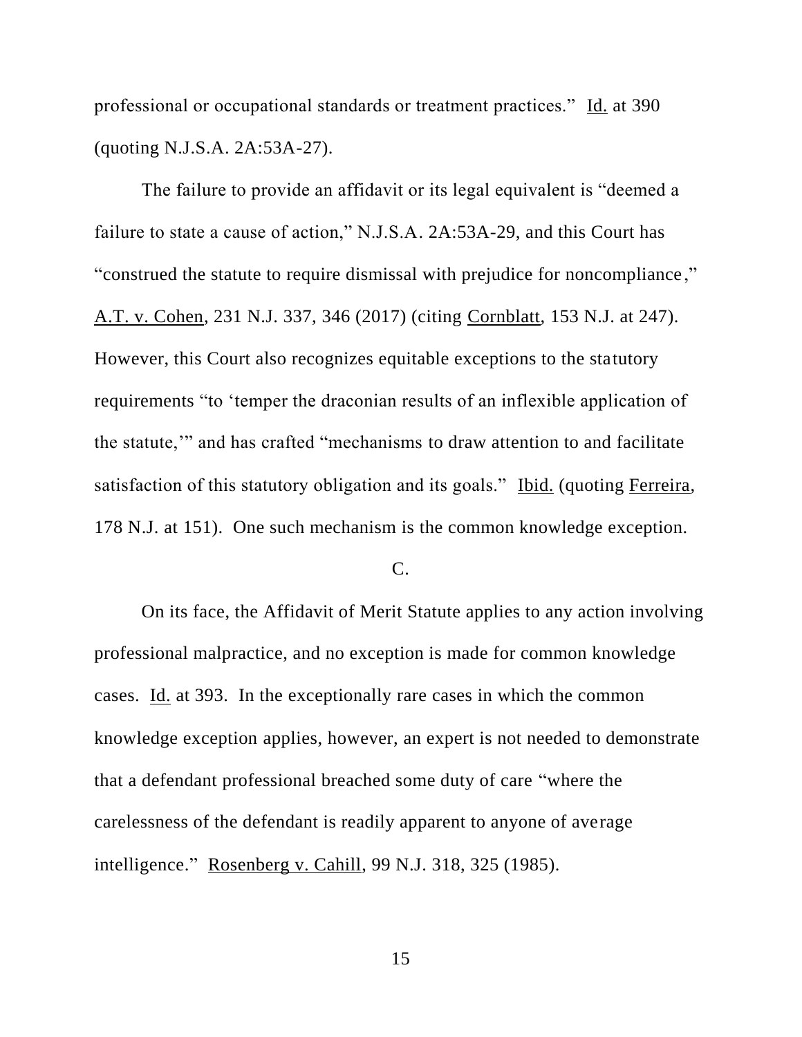professional or occupational standards or treatment practices." Id. at 390 (quoting N.J.S.A. 2A:53A-27).

The failure to provide an affidavit or its legal equivalent is "deemed a failure to state a cause of action," N.J.S.A. 2A:53A-29, and this Court has "construed the statute to require dismissal with prejudice for noncompliance," A.T. v. Cohen, 231 N.J. 337, 346 (2017) (citing Cornblatt, 153 N.J. at 247). However, this Court also recognizes equitable exceptions to the statutory requirements "to 'temper the draconian results of an inflexible application of the statute,'" and has crafted "mechanisms to draw attention to and facilitate satisfaction of this statutory obligation and its goals." Ibid. (quoting Ferreira, 178 N.J. at 151). One such mechanism is the common knowledge exception.

C.

On its face, the Affidavit of Merit Statute applies to any action involving professional malpractice, and no exception is made for common knowledge cases. Id. at 393. In the exceptionally rare cases in which the common knowledge exception applies, however, an expert is not needed to demonstrate that a defendant professional breached some duty of care "where the carelessness of the defendant is readily apparent to anyone of average intelligence." Rosenberg v. Cahill, 99 N.J. 318, 325 (1985).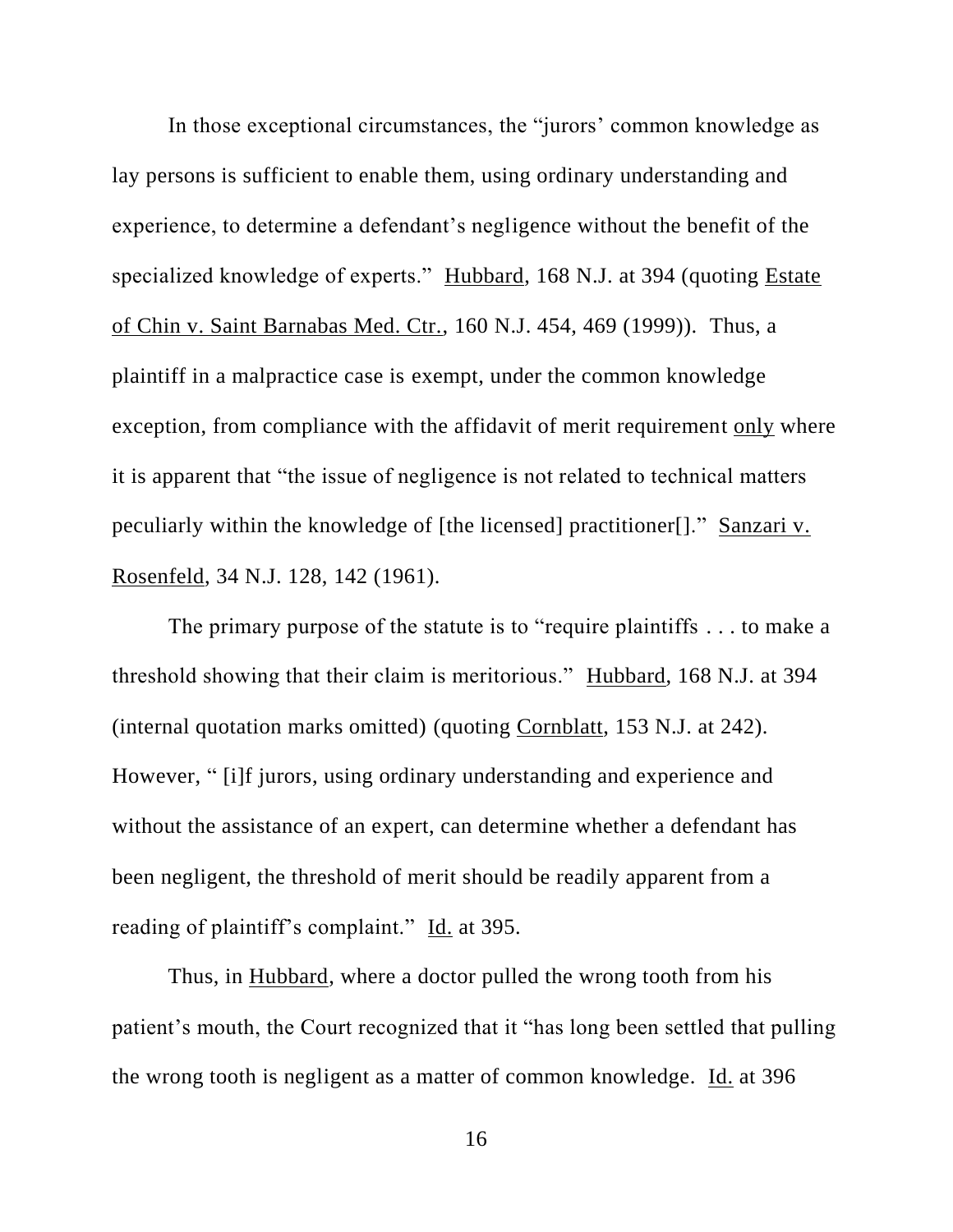In those exceptional circumstances, the "jurors' common knowledge as lay persons is sufficient to enable them, using ordinary understanding and experience, to determine a defendant's negligence without the benefit of the specialized knowledge of experts." Hubbard, 168 N.J. at 394 (quoting Estate of Chin v. Saint Barnabas Med. Ctr., 160 N.J. 454, 469 (1999)). Thus, a plaintiff in a malpractice case is exempt, under the common knowledge exception, from compliance with the affidavit of merit requirement only where it is apparent that "the issue of negligence is not related to technical matters peculiarly within the knowledge of [the licensed] practitioner[]." Sanzari v. Rosenfeld, 34 N.J. 128, 142 (1961).

The primary purpose of the statute is to "require plaintiffs . . . to make a threshold showing that their claim is meritorious." Hubbard, 168 N.J. at 394 (internal quotation marks omitted) (quoting Cornblatt, 153 N.J. at 242). However, " [i]f jurors, using ordinary understanding and experience and without the assistance of an expert, can determine whether a defendant has been negligent, the threshold of merit should be readily apparent from a reading of plaintiff's complaint." Id. at 395.

Thus, in Hubbard, where a doctor pulled the wrong tooth from his patient's mouth, the Court recognized that it "has long been settled that pulling the wrong tooth is negligent as a matter of common knowledge. Id. at 396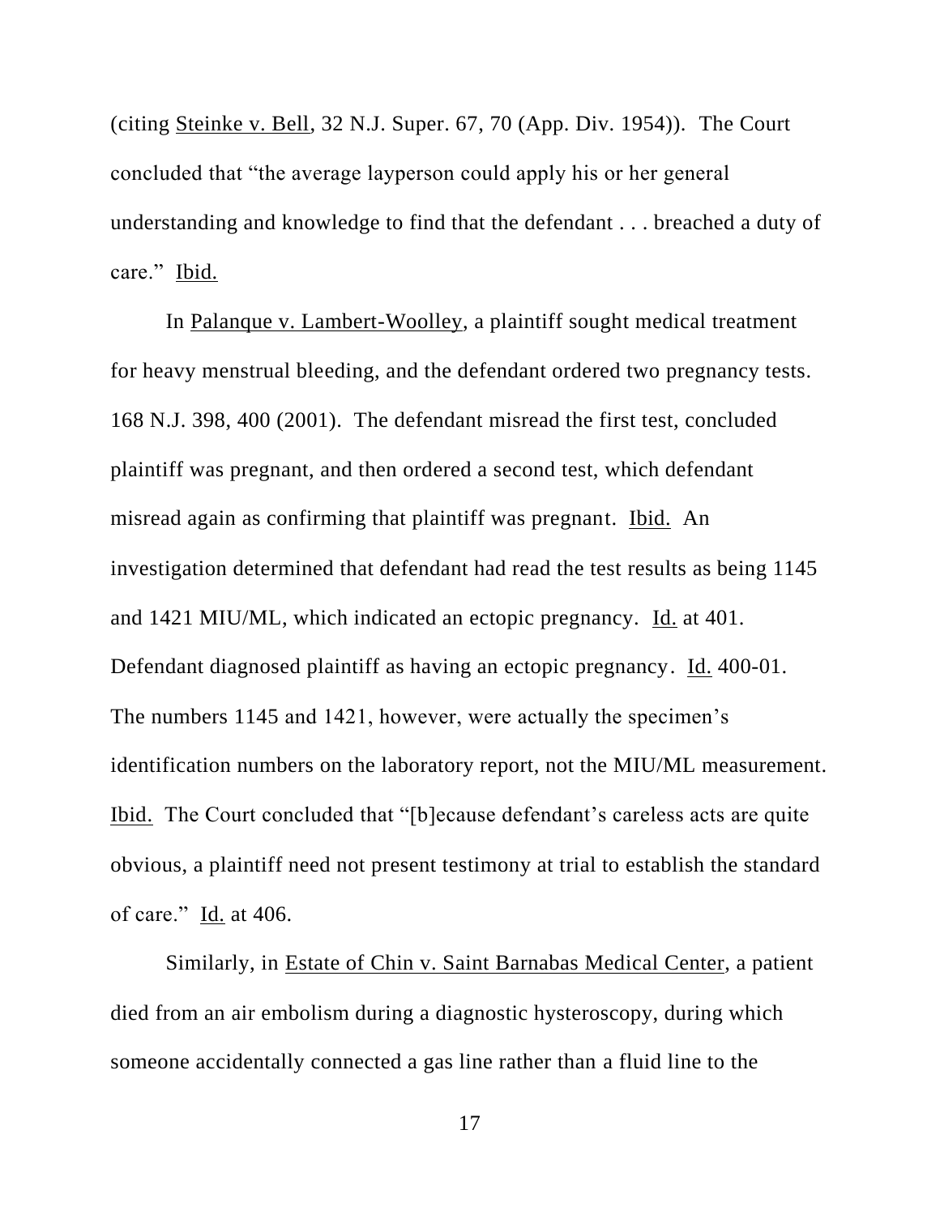(citing Steinke v. Bell, 32 N.J. Super. 67, 70 (App. Div. 1954)). The Court concluded that "the average layperson could apply his or her general understanding and knowledge to find that the defendant . . . breached a duty of care." Ibid.

In Palanque v. Lambert-Woolley, a plaintiff sought medical treatment for heavy menstrual bleeding, and the defendant ordered two pregnancy tests. 168 N.J. 398, 400 (2001). The defendant misread the first test, concluded plaintiff was pregnant, and then ordered a second test, which defendant misread again as confirming that plaintiff was pregnant. Ibid. An investigation determined that defendant had read the test results as being 1145 and 1421 MIU/ML, which indicated an ectopic pregnancy. Id. at 401. Defendant diagnosed plaintiff as having an ectopic pregnancy. Id. 400-01. The numbers 1145 and 1421, however, were actually the specimen's identification numbers on the laboratory report, not the MIU/ML measurement. Ibid. The Court concluded that "[b]ecause defendant's careless acts are quite obvious, a plaintiff need not present testimony at trial to establish the standard of care." Id. at 406.

Similarly, in Estate of Chin v. Saint Barnabas Medical Center, a patient died from an air embolism during a diagnostic hysteroscopy, during which someone accidentally connected a gas line rather than a fluid line to the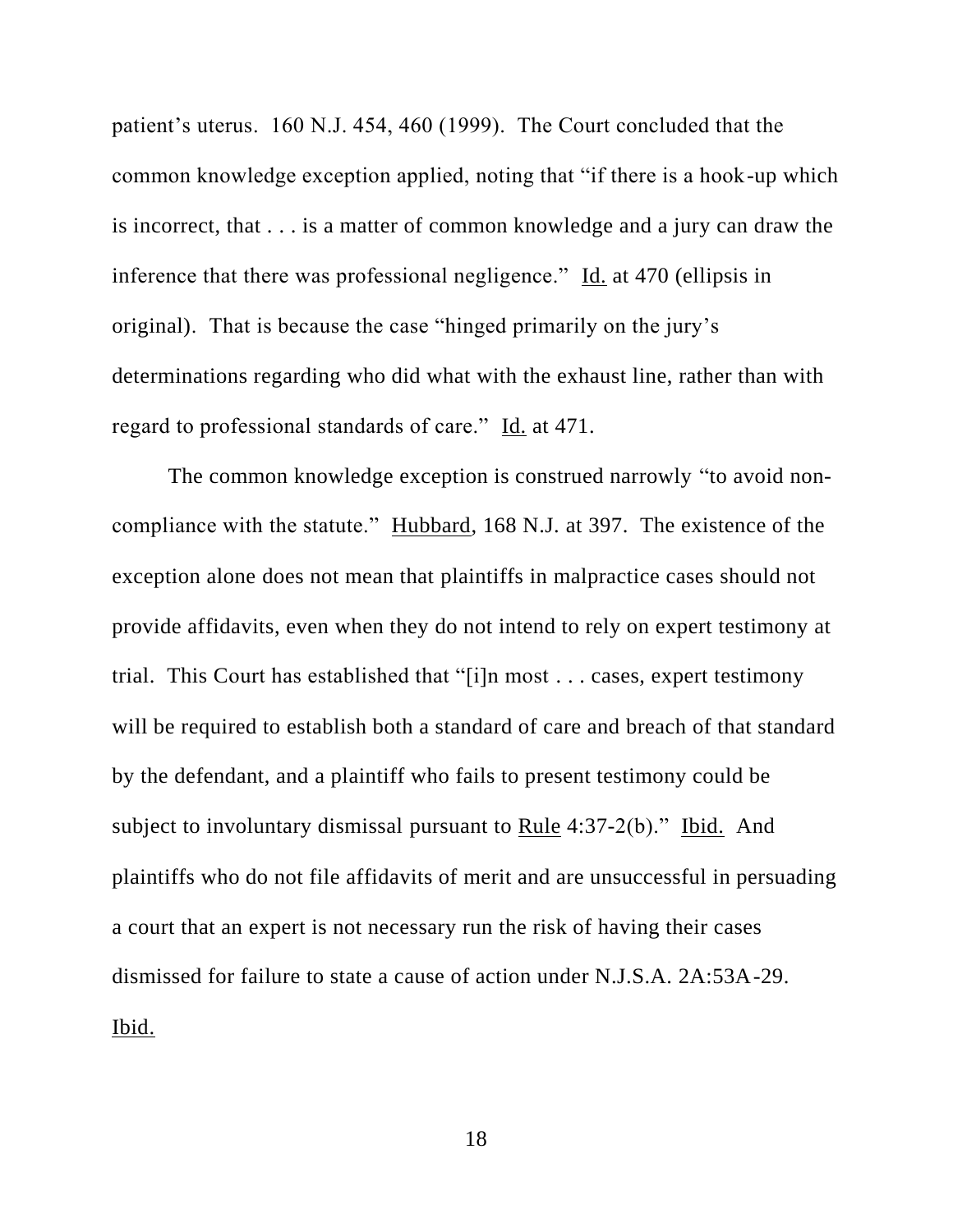patient's uterus. 160 N.J. 454, 460 (1999). The Court concluded that the common knowledge exception applied, noting that "if there is a hook-up which is incorrect, that . . . is a matter of common knowledge and a jury can draw the inference that there was professional negligence." Id. at 470 (ellipsis in original). That is because the case "hinged primarily on the jury's determinations regarding who did what with the exhaust line, rather than with regard to professional standards of care." Id. at 471.

The common knowledge exception is construed narrowly "to avoid non-compliance with the statute." Hubbard, 168 N.J. at 397. The existence of the exception alone does not mean that plaintiffs in malpractice cases should not provide affidavits, even when they do not intend to rely on expert testimony at trial. This Court has established that "[i]n most . . . cases, expert testimony will be required to establish both a standard of care and breach of that standard by the defendant, and a plaintiff who fails to present testimony could be subject to involuntary dismissal pursuant to Rule 4:37-2(b)." Ibid. And plaintiffs who do not file affidavits of merit and are unsuccessful in persuading a court that an expert is not necessary run the risk of having their cases dismissed for failure to state a cause of action under N.J.S.A. 2A:53A-29. Ibid.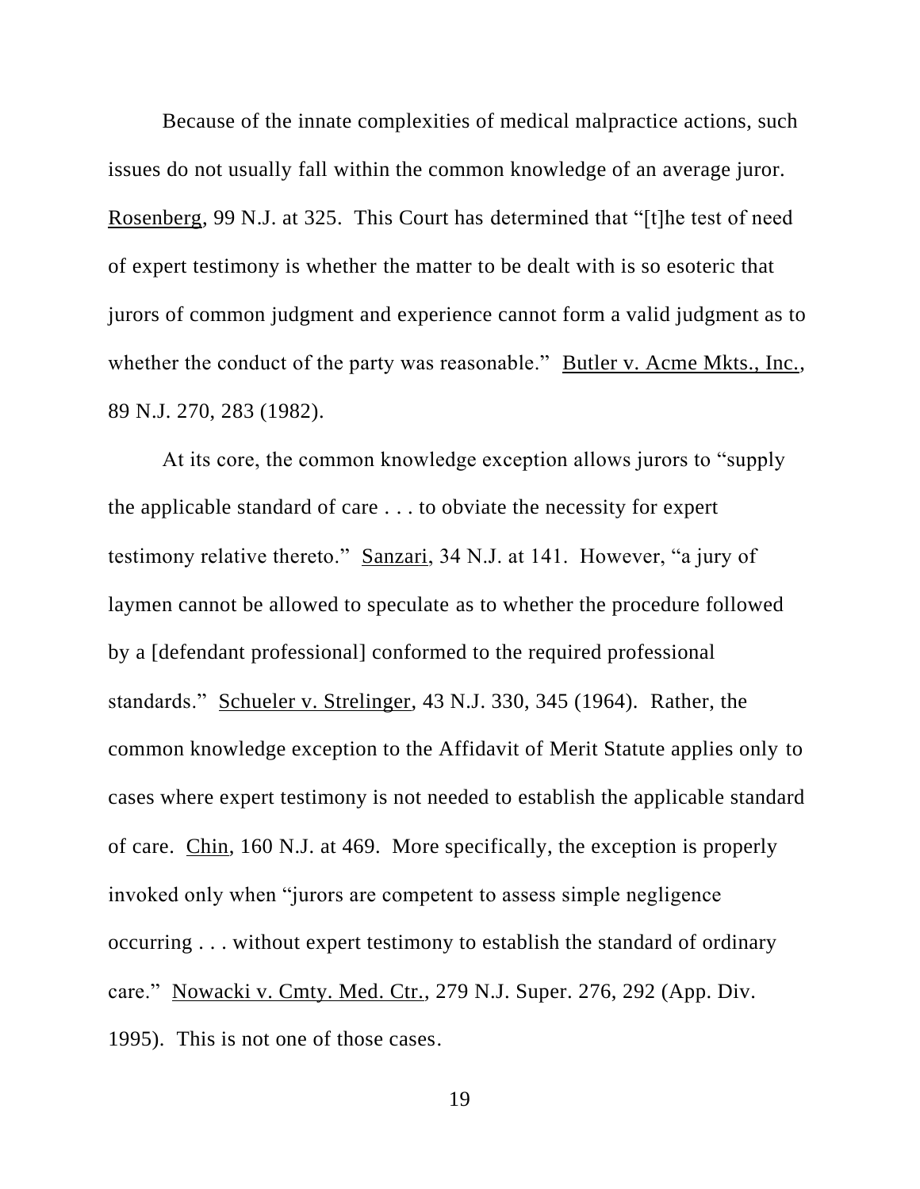Because of the innate complexities of medical malpractice actions, such issues do not usually fall within the common knowledge of an average juror. Rosenberg, 99 N.J. at 325. This Court has determined that "[t]he test of need of expert testimony is whether the matter to be dealt with is so esoteric that jurors of common judgment and experience cannot form a valid judgment as to whether the conduct of the party was reasonable." Butler v. Acme Mkts., Inc., 89 N.J. 270, 283 (1982).

At its core, the common knowledge exception allows jurors to "supply the applicable standard of care . . . to obviate the necessity for expert testimony relative thereto." Sanzari, 34 N.J. at 141. However, "a jury of laymen cannot be allowed to speculate as to whether the procedure followed by a [defendant professional] conformed to the required professional standards." Schueler v. Strelinger, 43 N.J. 330, 345 (1964). Rather, the common knowledge exception to the Affidavit of Merit Statute applies only to cases where expert testimony is not needed to establish the applicable standard of care. Chin, 160 N.J. at 469. More specifically, the exception is properly invoked only when "jurors are competent to assess simple negligence occurring . . . without expert testimony to establish the standard of ordinary care." Nowacki v. Cmty. Med. Ctr., 279 N.J. Super. 276, 292 (App. Div. 1995). This is not one of those cases.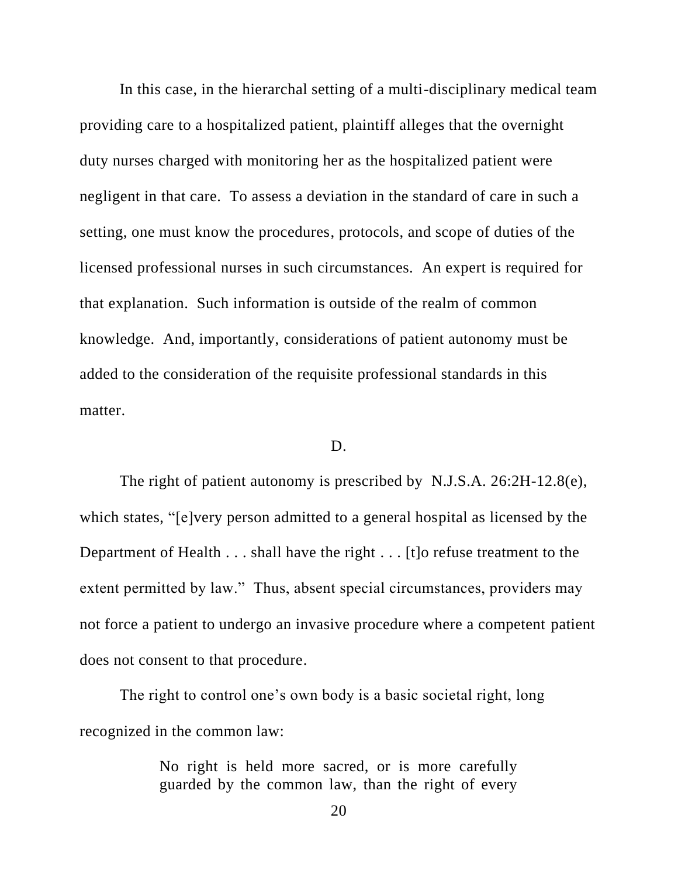In this case, in the hierarchal setting of a multi-disciplinary medical team providing care to a hospitalized patient, plaintiff alleges that the overnight duty nurses charged with monitoring her as the hospitalized patient were negligent in that care. To assess a deviation in the standard of care in such a setting, one must know the procedures, protocols, and scope of duties of the licensed professional nurses in such circumstances. An expert is required for that explanation. Such information is outside of the realm of common knowledge. And, importantly, considerations of patient autonomy must be added to the consideration of the requisite professional standards in this matter.

D.

The right of patient autonomy is prescribed by N.J.S.A. 26:2H-12.8(e), which states, "[e]very person admitted to a general hospital as licensed by the Department of Health . . . shall have the right . . . [t]o refuse treatment to the extent permitted by law." Thus, absent special circumstances, providers may not force a patient to undergo an invasive procedure where a competent patient does not consent to that procedure.

The right to control one's own body is a basic societal right, long recognized in the common law:

> No right is held more sacred, or is more carefully guarded by the common law, than the right of every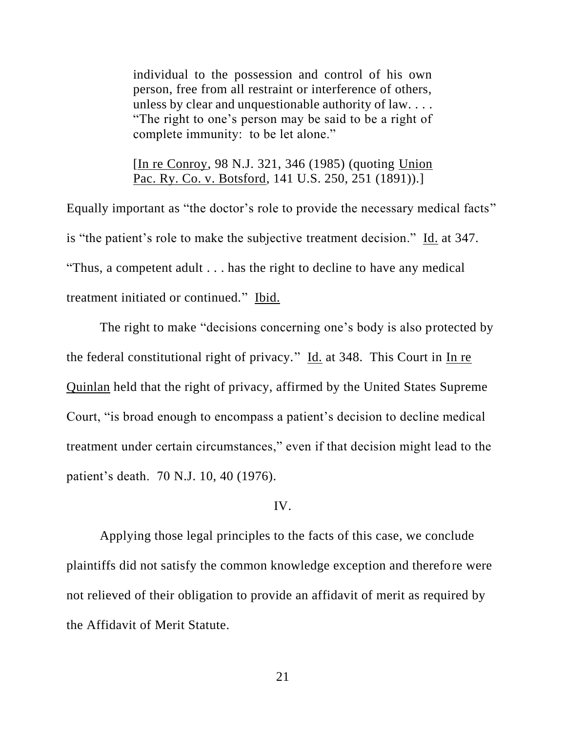> individual to the possession and control of his own person, free from all restraint or interference of others, unless by clear and unquestionable authority of law. . . . "The right to one's person may be said to be a right of complete immunity: to be let alone."
>
> [In re Conroy, 98 N.J. 321, 346 (1985) (quoting Union Pac. Ry. Co. v. Botsford, 141 U.S. 250, 251 (1891)).]

Equally important as "the doctor's role to provide the necessary medical facts" is "the patient's role to make the subjective treatment decision." Id. at 347. "Thus, a competent adult . . . has the right to decline to have any medical treatment initiated or continued." Ibid.

The right to make "decisions concerning one's body is also protected by the federal constitutional right of privacy." Id. at 348. This Court in In re Quinlan held that the right of privacy, affirmed by the United States Supreme Court, "is broad enough to encompass a patient's decision to decline medical treatment under certain circumstances," even if that decision might lead to the patient's death. 70 N.J. 10, 40 (1976).

## IV.

Applying those legal principles to the facts of this case, we conclude plaintiffs did not satisfy the common knowledge exception and therefore were not relieved of their obligation to provide an affidavit of merit as required by the Affidavit of Merit Statute.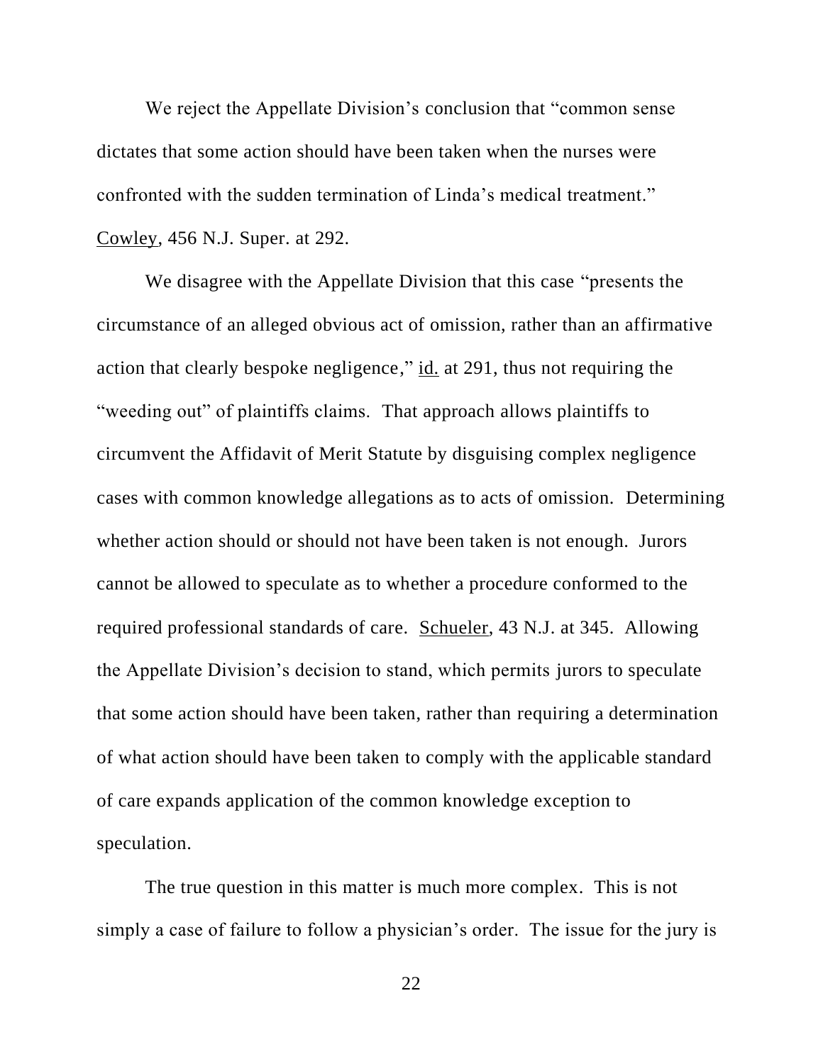We reject the Appellate Division's conclusion that "common sense dictates that some action should have been taken when the nurses were confronted with the sudden termination of Linda's medical treatment." Cowley, 456 N.J. Super. at 292.

We disagree with the Appellate Division that this case "presents the circumstance of an alleged obvious act of omission, rather than an affirmative action that clearly bespoke negligence," id. at 291, thus not requiring the "weeding out" of plaintiffs claims. That approach allows plaintiffs to circumvent the Affidavit of Merit Statute by disguising complex negligence cases with common knowledge allegations as to acts of omission. Determining whether action should or should not have been taken is not enough. Jurors cannot be allowed to speculate as to whether a procedure conformed to the required professional standards of care. Schueler, 43 N.J. at 345. Allowing the Appellate Division's decision to stand, which permits jurors to speculate that some action should have been taken, rather than requiring a determination of what action should have been taken to comply with the applicable standard of care expands application of the common knowledge exception to speculation.

The true question in this matter is much more complex. This is not simply a case of failure to follow a physician's order. The issue for the jury is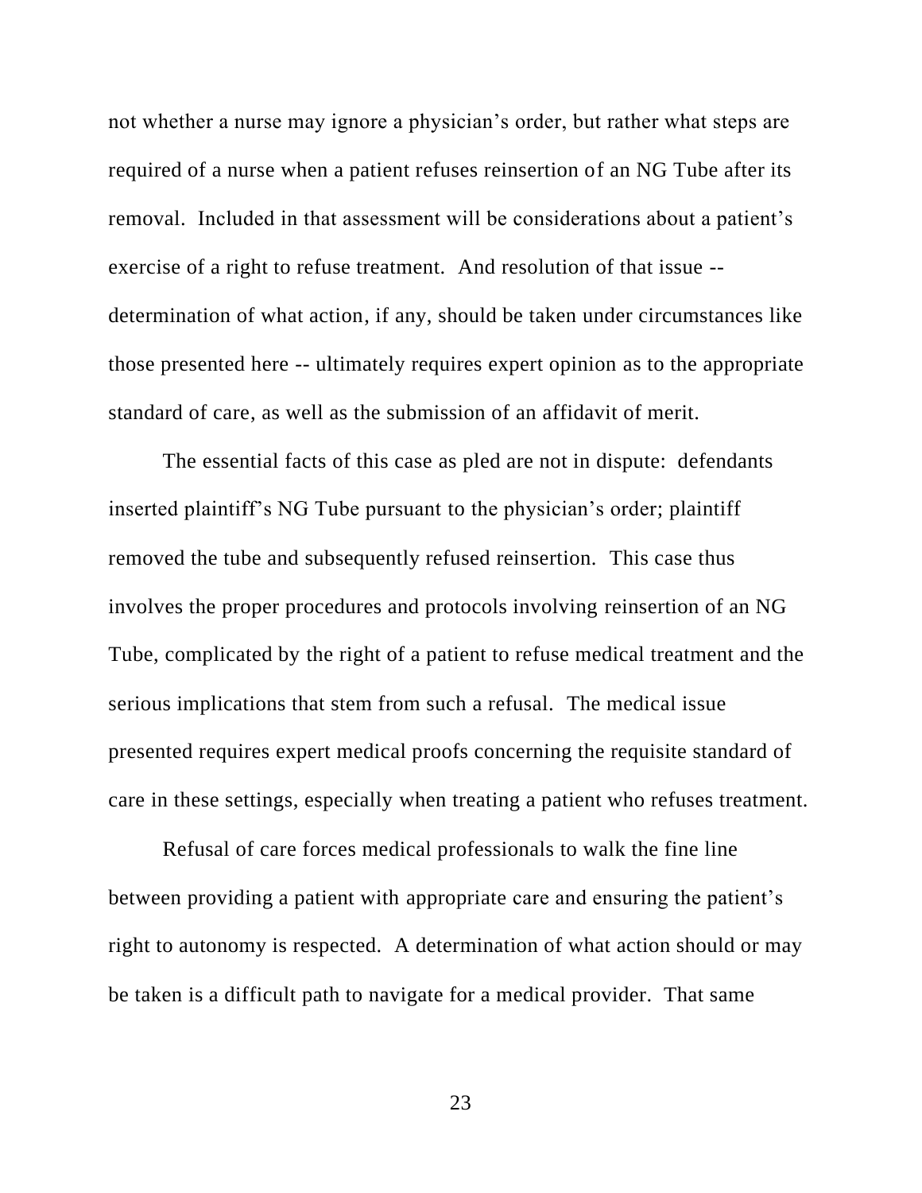not whether a nurse may ignore a physician's order, but rather what steps are required of a nurse when a patient refuses reinsertion of an NG Tube after its removal. Included in that assessment will be considerations about a patient's exercise of a right to refuse treatment. And resolution of that issue -- determination of what action, if any, should be taken under circumstances like those presented here -- ultimately requires expert opinion as to the appropriate standard of care, as well as the submission of an affidavit of merit.

The essential facts of this case as pled are not in dispute: defendants inserted plaintiff's NG Tube pursuant to the physician's order; plaintiff removed the tube and subsequently refused reinsertion. This case thus involves the proper procedures and protocols involving reinsertion of an NG Tube, complicated by the right of a patient to refuse medical treatment and the serious implications that stem from such a refusal. The medical issue presented requires expert medical proofs concerning the requisite standard of care in these settings, especially when treating a patient who refuses treatment.

Refusal of care forces medical professionals to walk the fine line between providing a patient with appropriate care and ensuring the patient's right to autonomy is respected. A determination of what action should or may be taken is a difficult path to navigate for a medical provider. That same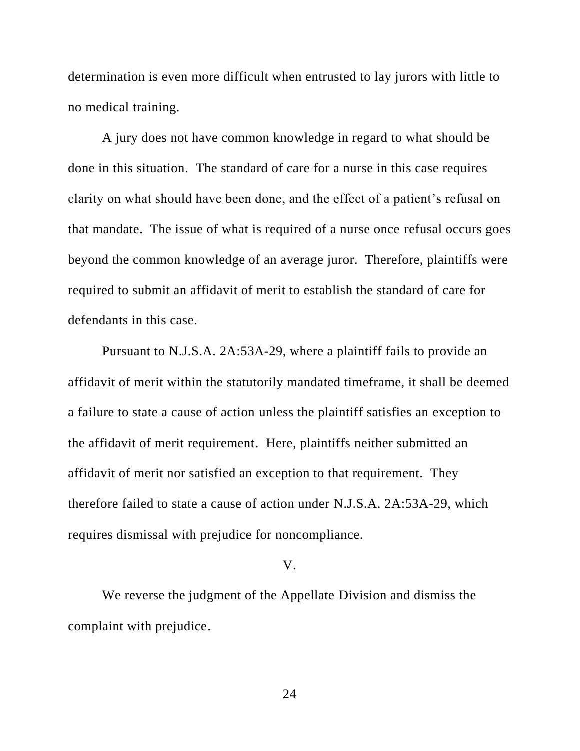determination is even more difficult when entrusted to lay jurors with little to no medical training.

A jury does not have common knowledge in regard to what should be done in this situation. The standard of care for a nurse in this case requires clarity on what should have been done, and the effect of a patient's refusal on that mandate. The issue of what is required of a nurse once refusal occurs goes beyond the common knowledge of an average juror. Therefore, plaintiffs were required to submit an affidavit of merit to establish the standard of care for defendants in this case.

Pursuant to N.J.S.A. 2A:53A-29, where a plaintiff fails to provide an affidavit of merit within the statutorily mandated timeframe, it shall be deemed a failure to state a cause of action unless the plaintiff satisfies an exception to the affidavit of merit requirement. Here, plaintiffs neither submitted an affidavit of merit nor satisfied an exception to that requirement. They therefore failed to state a cause of action under N.J.S.A. 2A:53A-29, which requires dismissal with prejudice for noncompliance.

## V.

We reverse the judgment of the Appellate Division and dismiss the complaint with prejudice.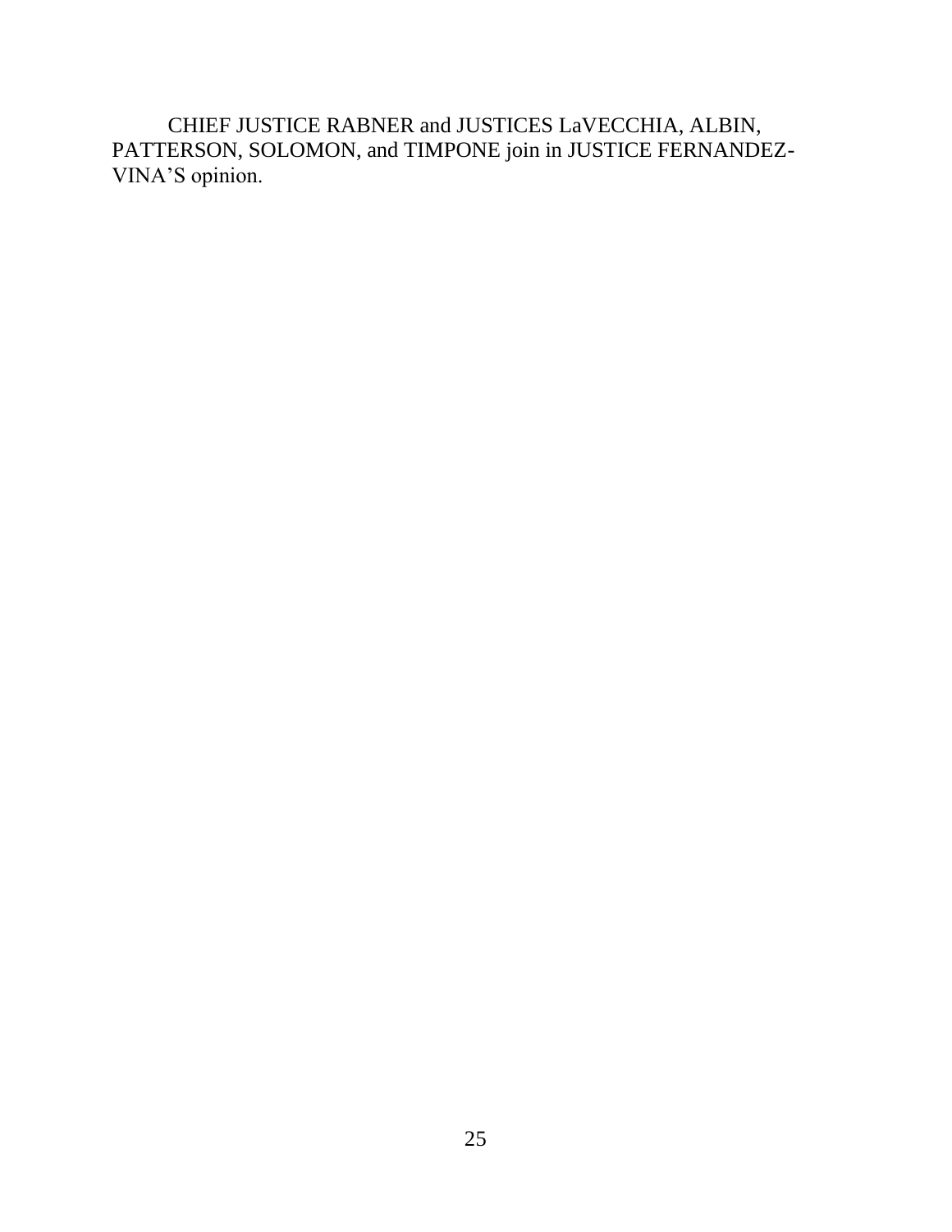CHIEF JUSTICE RABNER and JUSTICES LaVECCHIA, ALBIN, PATTERSON, SOLOMON, and TIMPONE join in JUSTICE FERNANDEZ-VINA'S opinion.